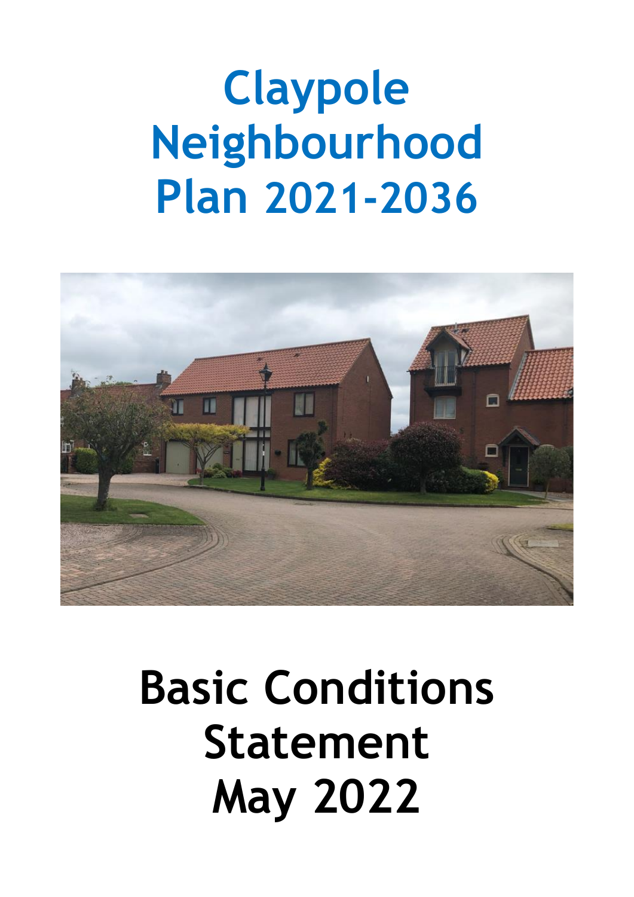# Claypole Neighbourhood Plan 2021-2036

# Basic Conditions Statement May 2022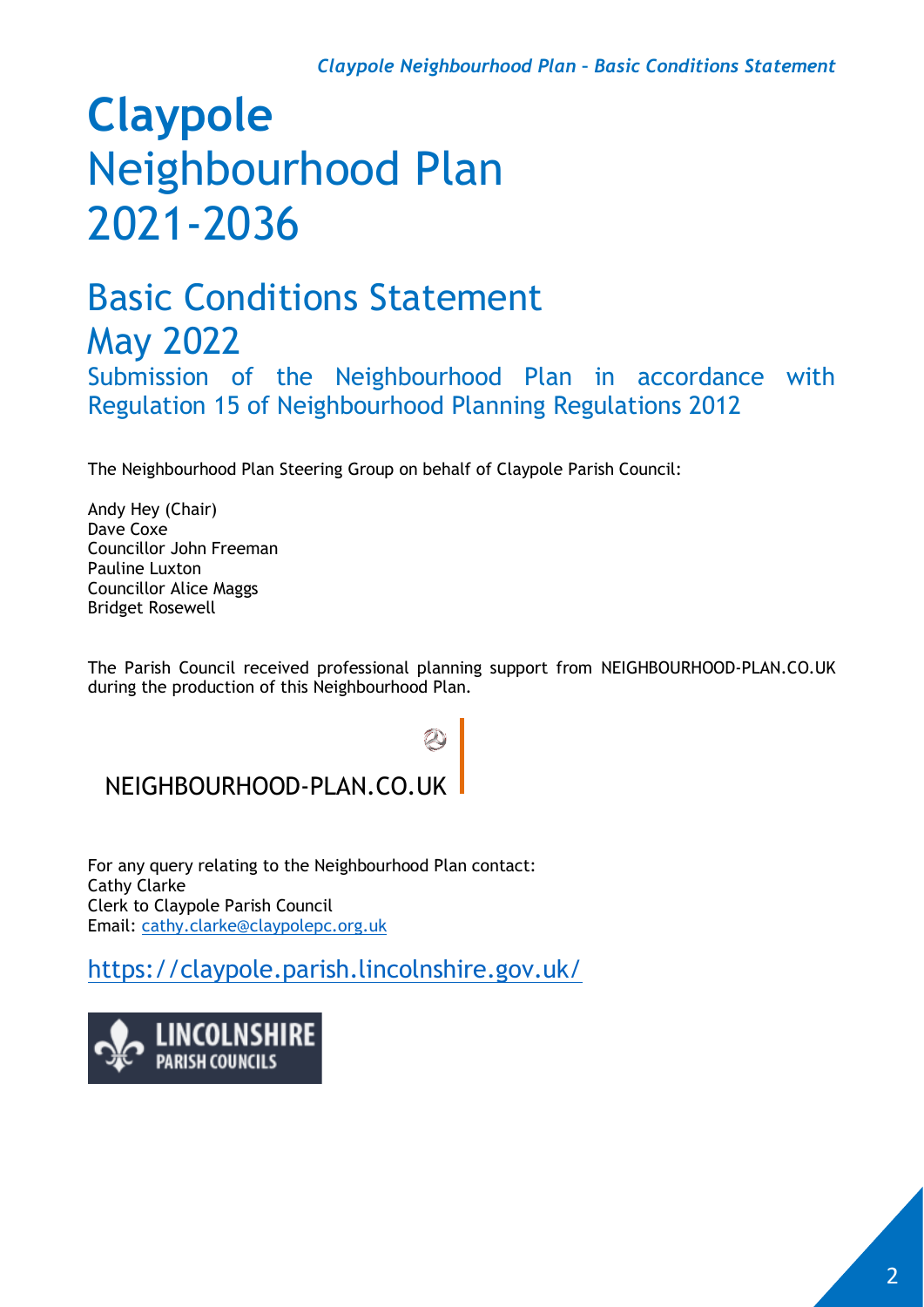# Claypole Neighbourhood Plan 2021-2036

## Basic Conditions Statement May 2022

Submission of the Neighbourhood Plan in accordance with Regulation 15 of Neighbourhood Planning Regulations 2012

The Neighbourhood Plan Steering Group on behalf of Claypole Parish Council:

Andy Hey (Chair)
Dave Coxe
Councillor John Freeman
Pauline Luxton
Councillor Alice Maggs
Bridget Rosewell

The Parish Council received professional planning support from NEIGHBOURHOOD-PLAN.CO.UK during the production of this Neighbourhood Plan.

NEIGHBOURHOOD-PLAN.CO.UK

For any query relating to the Neighbourhood Plan contact:
Cathy Clarke
Clerk to Claypole Parish Council
Email: cathy.clarke@claypolepc.org.uk

https://claypole.parish.lincolnshire.gov.uk/

LINCOLNSHIRE PARISH COUNCILS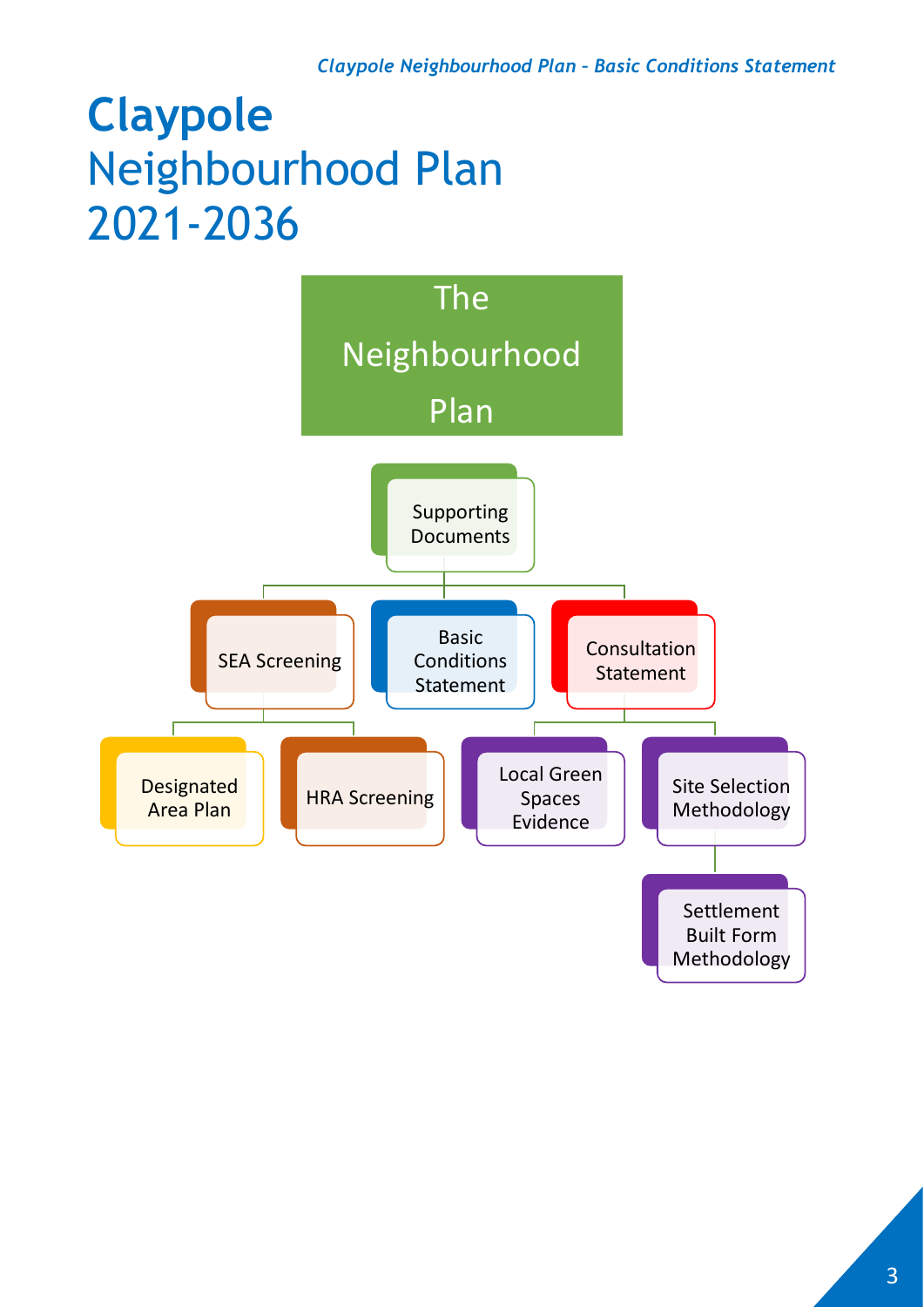# Claypole Neighbourhood Plan 2021-2036

The Neighbourhood Plan

- Supporting Documents
  - SEA Screening
    - Designated Area Plan
    - HRA Screening
  - Basic Conditions Statement
  - Consultation Statement
    - Local Green Spaces Evidence
    - Site Selection Methodology
      - Settlement Built Form Methodology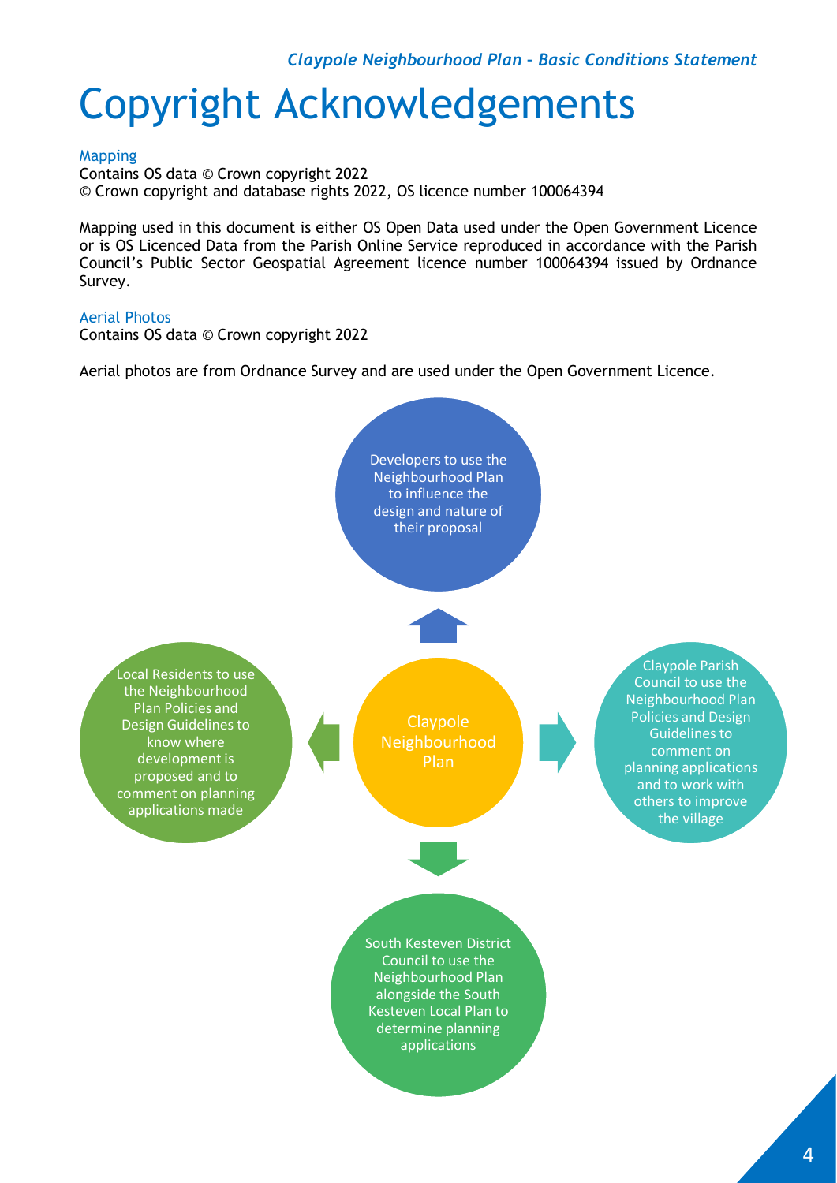# Copyright Acknowledgements

### Mapping

Contains OS data © Crown copyright 2022
© Crown copyright and database rights 2022, OS licence number 100064394

Mapping used in this document is either OS Open Data used under the Open Government Licence or is OS Licenced Data from the Parish Online Service reproduced in accordance with the Parish Council's Public Sector Geospatial Agreement licence number 100064394 issued by Ordnance Survey.

### Aerial Photos

Contains OS data © Crown copyright 2022

Aerial photos are from Ordnance Survey and are used under the Open Government Licence.

Claypole Neighbourhood Plan

- Developers to use the Neighbourhood Plan to influence the design and nature of their proposal
- Claypole Parish Council to use the Neighbourhood Plan Policies and Design Guidelines to comment on planning applications and to work with others to improve the village
- South Kesteven District Council to use the Neighbourhood Plan alongside the South Kesteven Local Plan to determine planning applications
- Local Residents to use the Neighbourhood Plan Policies and Design Guidelines to know where development is proposed and to comment on planning applications made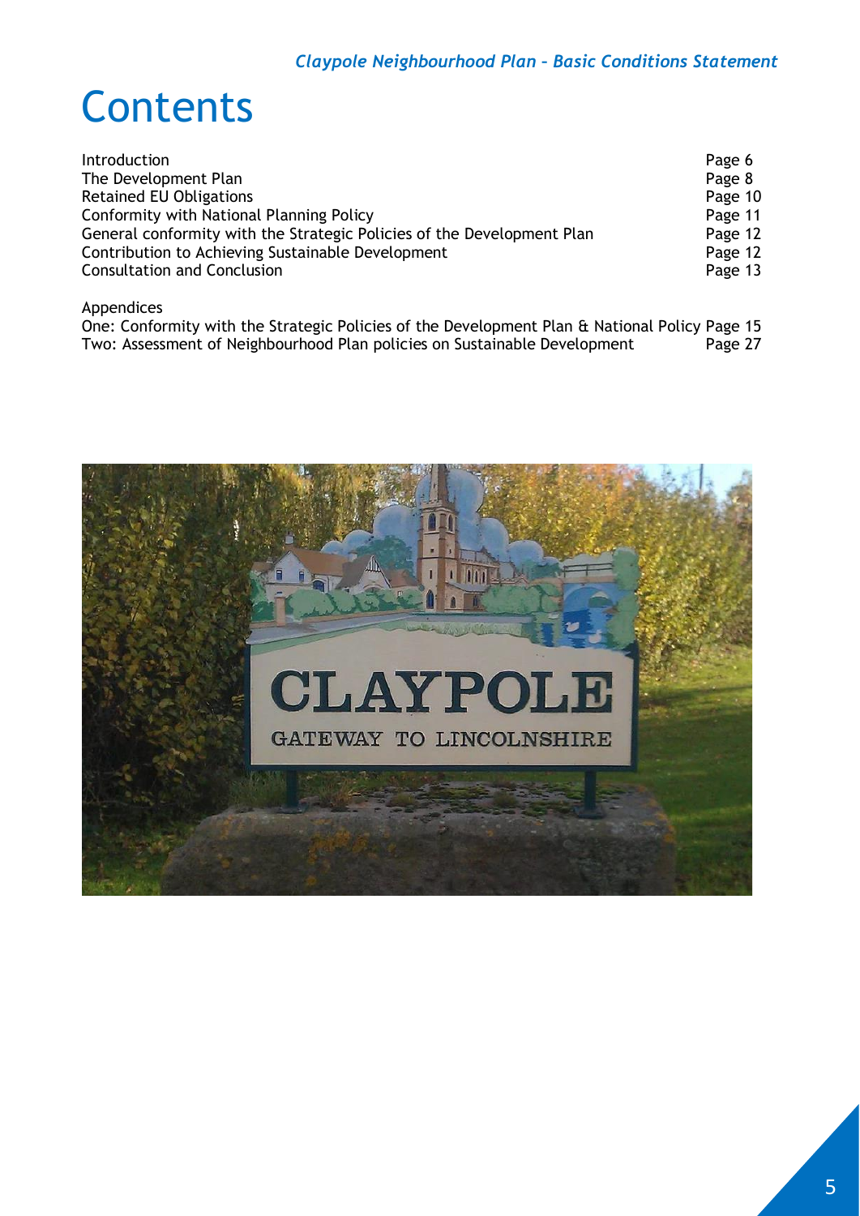# Contents

| | |
|---|---|
| Introduction | Page 6 |
| The Development Plan | Page 8 |
| Retained EU Obligations | Page 10 |
| Conformity with National Planning Policy | Page 11 |
| General conformity with the Strategic Policies of the Development Plan | Page 12 |
| Contribution to Achieving Sustainable Development | Page 12 |
| Consultation and Conclusion | Page 13 |

Appendices

| | |
|---|---|
| One: Conformity with the Strategic Policies of the Development Plan & National Policy | Page 15 |
| Two: Assessment of Neighbourhood Plan policies on Sustainable Development | Page 27 |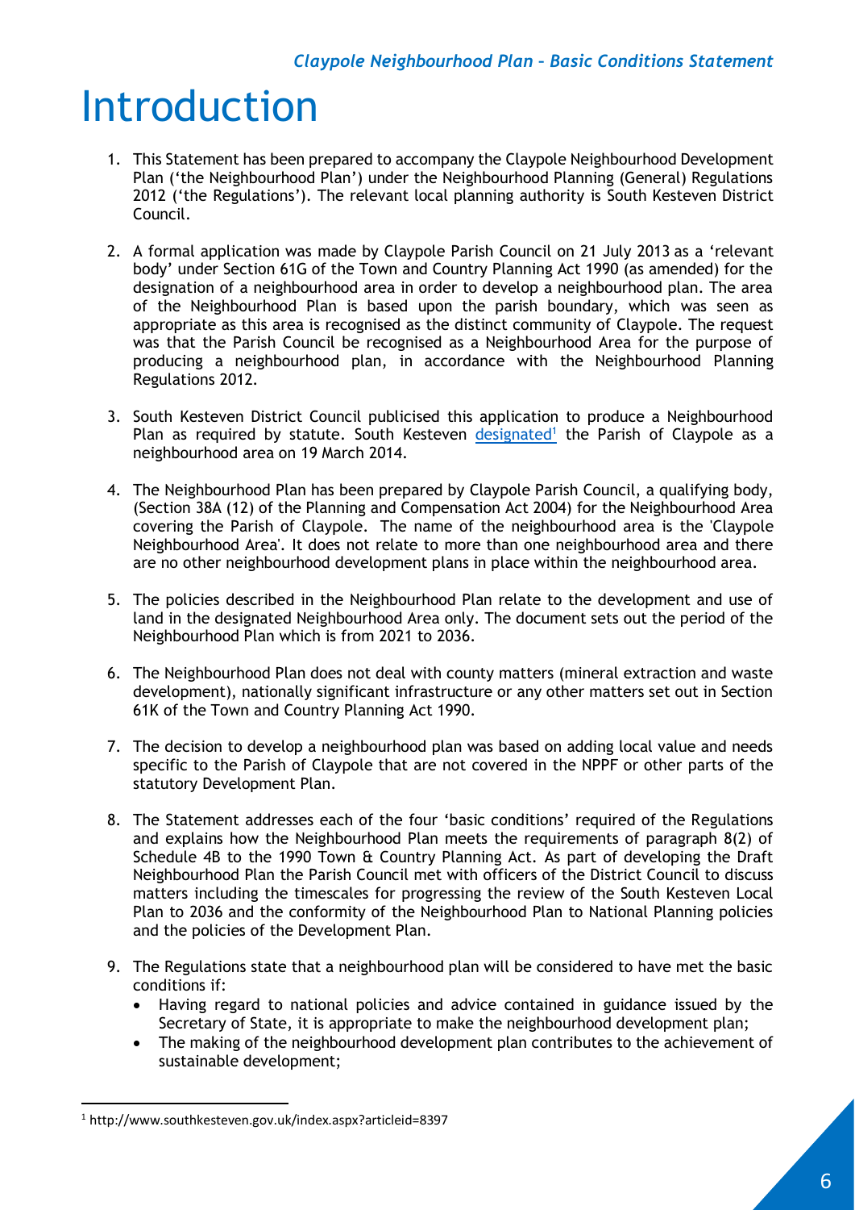# Introduction

1. This Statement has been prepared to accompany the Claypole Neighbourhood Development Plan ('the Neighbourhood Plan') under the Neighbourhood Planning (General) Regulations 2012 ('the Regulations'). The relevant local planning authority is South Kesteven District Council.

2. A formal application was made by Claypole Parish Council on 21 July 2013 as a 'relevant body' under Section 61G of the Town and Country Planning Act 1990 (as amended) for the designation of a neighbourhood area in order to develop a neighbourhood plan. The area of the Neighbourhood Plan is based upon the parish boundary, which was seen as appropriate as this area is recognised as the distinct community of Claypole. The request was that the Parish Council be recognised as a Neighbourhood Area for the purpose of producing a neighbourhood plan, in accordance with the Neighbourhood Planning Regulations 2012.

3. South Kesteven District Council publicised this application to produce a Neighbourhood Plan as required by statute. South Kesteven designated[1] the Parish of Claypole as a neighbourhood area on 19 March 2014.

4. The Neighbourhood Plan has been prepared by Claypole Parish Council, a qualifying body, (Section 38A (12) of the Planning and Compensation Act 2004) for the Neighbourhood Area covering the Parish of Claypole. The name of the neighbourhood area is the 'Claypole Neighbourhood Area'. It does not relate to more than one neighbourhood area and there are no other neighbourhood development plans in place within the neighbourhood area.

5. The policies described in the Neighbourhood Plan relate to the development and use of land in the designated Neighbourhood Area only. The document sets out the period of the Neighbourhood Plan which is from 2021 to 2036.

6. The Neighbourhood Plan does not deal with county matters (mineral extraction and waste development), nationally significant infrastructure or any other matters set out in Section 61K of the Town and Country Planning Act 1990.

7. The decision to develop a neighbourhood plan was based on adding local value and needs specific to the Parish of Claypole that are not covered in the NPPF or other parts of the statutory Development Plan.

8. The Statement addresses each of the four 'basic conditions' required of the Regulations and explains how the Neighbourhood Plan meets the requirements of paragraph 8(2) of Schedule 4B to the 1990 Town & Country Planning Act. As part of developing the Draft Neighbourhood Plan the Parish Council met with officers of the District Council to discuss matters including the timescales for progressing the review of the South Kesteven Local Plan to 2036 and the conformity of the Neighbourhood Plan to National Planning policies and the policies of the Development Plan.

9. The Regulations state that a neighbourhood plan will be considered to have met the basic conditions if:
   - Having regard to national policies and advice contained in guidance issued by the Secretary of State, it is appropriate to make the neighbourhood development plan;
   - The making of the neighbourhood development plan contributes to the achievement of sustainable development;

[1] http://www.southkesteven.gov.uk/index.aspx?articleid=8397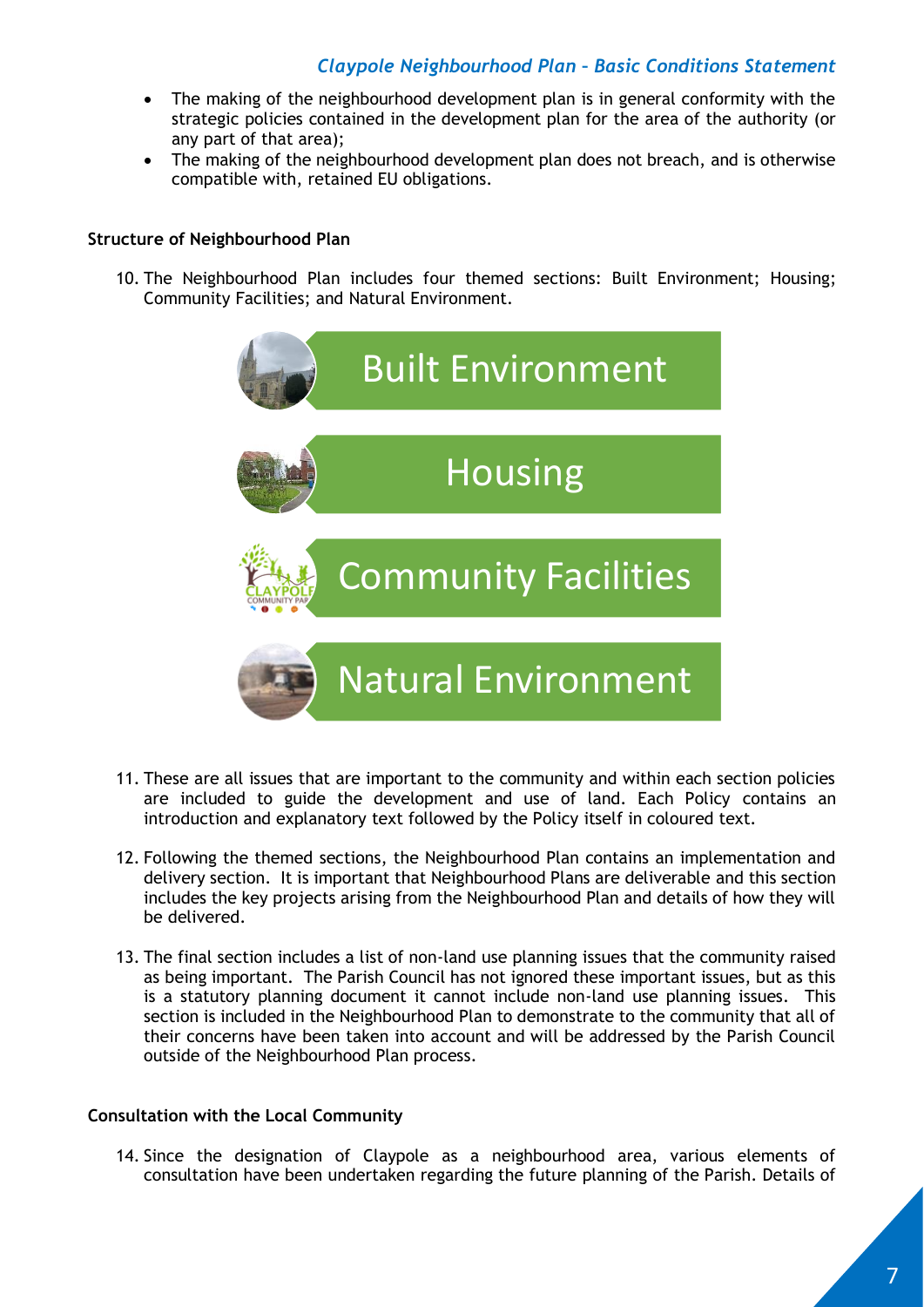- The making of the neighbourhood development plan is in general conformity with the strategic policies contained in the development plan for the area of the authority (or any part of that area);
- The making of the neighbourhood development plan does not breach, and is otherwise compatible with, retained EU obligations.

**Structure of Neighbourhood Plan**

10. The Neighbourhood Plan includes four themed sections: Built Environment; Housing; Community Facilities; and Natural Environment.

Built Environment

Housing

Community Facilities

Natural Environment

11. These are all issues that are important to the community and within each section policies are included to guide the development and use of land. Each Policy contains an introduction and explanatory text followed by the Policy itself in coloured text.

12. Following the themed sections, the Neighbourhood Plan contains an implementation and delivery section. It is important that Neighbourhood Plans are deliverable and this section includes the key projects arising from the Neighbourhood Plan and details of how they will be delivered.

13. The final section includes a list of non-land use planning issues that the community raised as being important. The Parish Council has not ignored these important issues, but as this is a statutory planning document it cannot include non-land use planning issues. This section is included in the Neighbourhood Plan to demonstrate to the community that all of their concerns have been taken into account and will be addressed by the Parish Council outside of the Neighbourhood Plan process.

**Consultation with the Local Community**

14. Since the designation of Claypole as a neighbourhood area, various elements of consultation have been undertaken regarding the future planning of the Parish. Details of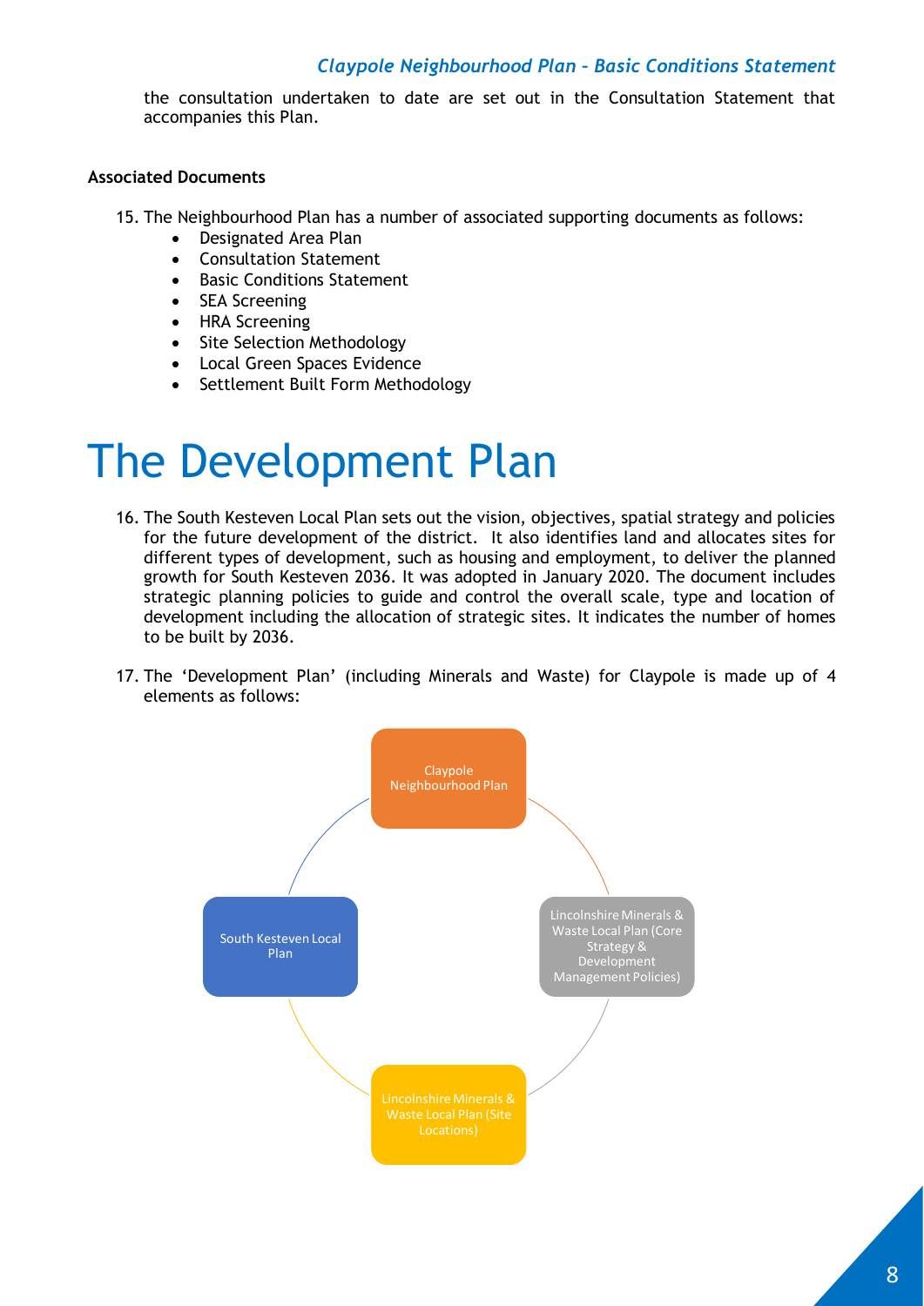the consultation undertaken to date are set out in the Consultation Statement that accompanies this Plan.

**Associated Documents**

15. The Neighbourhood Plan has a number of associated supporting documents as follows:
    - Designated Area Plan
    - Consultation Statement
    - Basic Conditions Statement
    - SEA Screening
    - HRA Screening
    - Site Selection Methodology
    - Local Green Spaces Evidence
    - Settlement Built Form Methodology

# The Development Plan

16. The South Kesteven Local Plan sets out the vision, objectives, spatial strategy and policies for the future development of the district. It also identifies land and allocates sites for different types of development, such as housing and employment, to deliver the planned growth for South Kesteven 2036. It was adopted in January 2020. The document includes strategic planning policies to guide and control the overall scale, type and location of development including the allocation of strategic sites. It indicates the number of homes to be built by 2036.

17. The 'Development Plan' (including Minerals and Waste) for Claypole is made up of 4 elements as follows:

Claypole Neighbourhood Plan

Lincolnshire Minerals & Waste Local Plan (Core Strategy & Development Management Policies)

Lincolnshire Minerals & Waste Local Plan (Site Locations)

South Kesteven Local Plan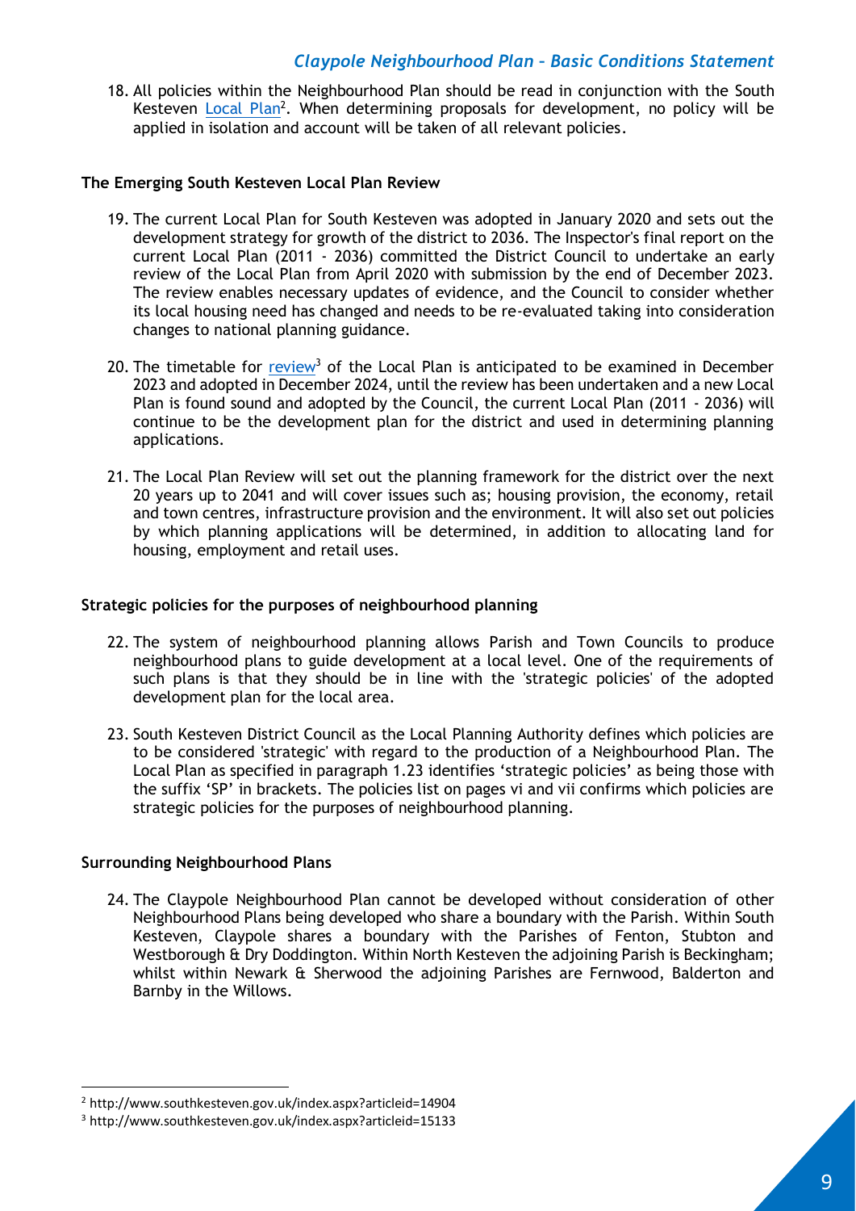18. All policies within the Neighbourhood Plan should be read in conjunction with the South Kesteven Local Plan[2]. When determining proposals for development, no policy will be applied in isolation and account will be taken of all relevant policies.

**The Emerging South Kesteven Local Plan Review**

19. The current Local Plan for South Kesteven was adopted in January 2020 and sets out the development strategy for growth of the district to 2036. The Inspector's final report on the current Local Plan (2011 - 2036) committed the District Council to undertake an early review of the Local Plan from April 2020 with submission by the end of December 2023. The review enables necessary updates of evidence, and the Council to consider whether its local housing need has changed and needs to be re-evaluated taking into consideration changes to national planning guidance.

20. The timetable for review[3] of the Local Plan is anticipated to be examined in December 2023 and adopted in December 2024, until the review has been undertaken and a new Local Plan is found sound and adopted by the Council, the current Local Plan (2011 - 2036) will continue to be the development plan for the district and used in determining planning applications.

21. The Local Plan Review will set out the planning framework for the district over the next 20 years up to 2041 and will cover issues such as; housing provision, the economy, retail and town centres, infrastructure provision and the environment. It will also set out policies by which planning applications will be determined, in addition to allocating land for housing, employment and retail uses.

**Strategic policies for the purposes of neighbourhood planning**

22. The system of neighbourhood planning allows Parish and Town Councils to produce neighbourhood plans to guide development at a local level. One of the requirements of such plans is that they should be in line with the 'strategic policies' of the adopted development plan for the local area.

23. South Kesteven District Council as the Local Planning Authority defines which policies are to be considered 'strategic' with regard to the production of a Neighbourhood Plan. The Local Plan as specified in paragraph 1.23 identifies 'strategic policies' as being those with the suffix 'SP' in brackets. The policies list on pages vi and vii confirms which policies are strategic policies for the purposes of neighbourhood planning.

**Surrounding Neighbourhood Plans**

24. The Claypole Neighbourhood Plan cannot be developed without consideration of other Neighbourhood Plans being developed who share a boundary with the Parish. Within South Kesteven, Claypole shares a boundary with the Parishes of Fenton, Stubton and Westborough & Dry Doddington. Within North Kesteven the adjoining Parish is Beckingham; whilst within Newark & Sherwood the adjoining Parishes are Fernwood, Balderton and Barnby in the Willows.

---

[2] http://www.southkesteven.gov.uk/index.aspx?articleid=14904

[3] http://www.southkesteven.gov.uk/index.aspx?articleid=15133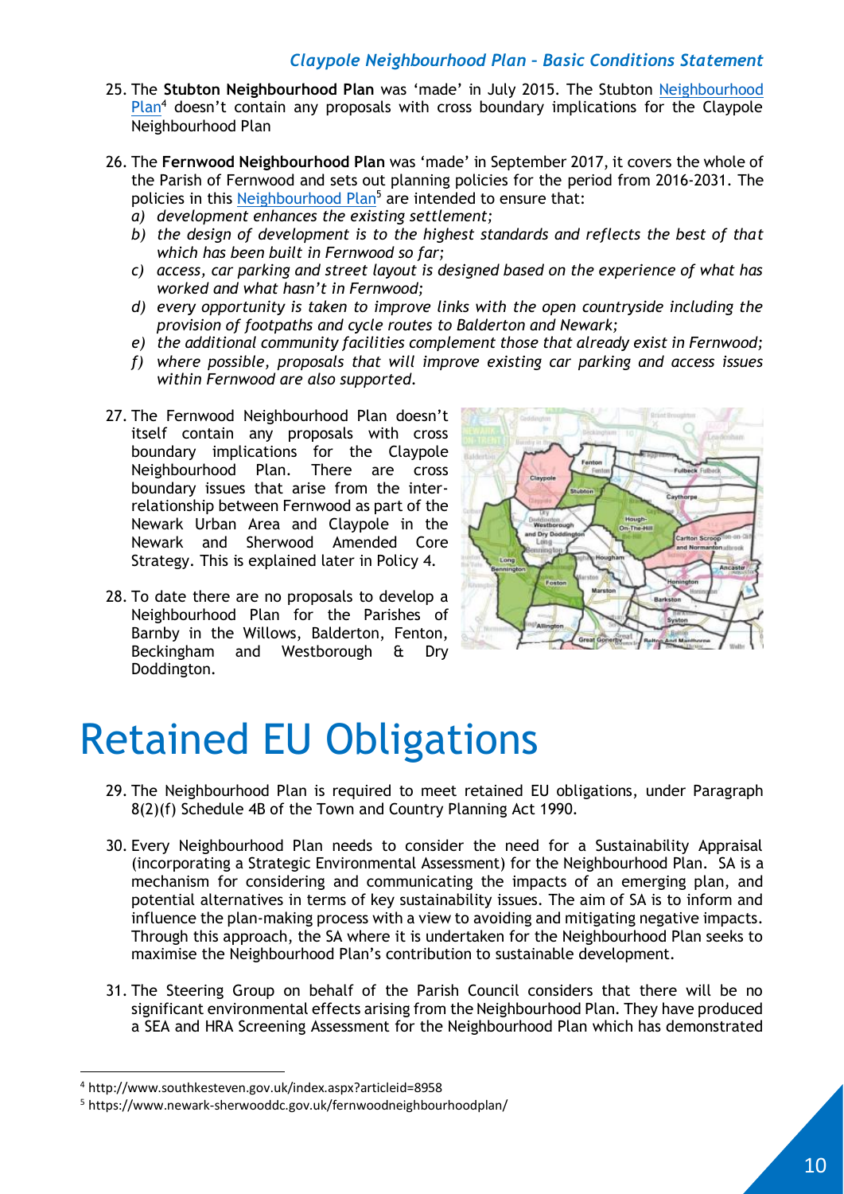25. The **Stubton Neighbourhood Plan** was 'made' in July 2015. The Stubton Neighbourhood Plan[4] doesn't contain any proposals with cross boundary implications for the Claypole Neighbourhood Plan

26. The **Fernwood Neighbourhood Plan** was 'made' in September 2017, it covers the whole of the Parish of Fernwood and sets out planning policies for the period from 2016-2031. The policies in this Neighbourhood Plan[5] are intended to ensure that:
    *a) development enhances the existing settlement;*
    *b) the design of development is to the highest standards and reflects the best of that which has been built in Fernwood so far;*
    *c) access, car parking and street layout is designed based on the experience of what has worked and what hasn't in Fernwood;*
    *d) every opportunity is taken to improve links with the open countryside including the provision of footpaths and cycle routes to Balderton and Newark;*
    *e) the additional community facilities complement those that already exist in Fernwood;*
    *f) where possible, proposals that will improve existing car parking and access issues within Fernwood are also supported.*

27. The Fernwood Neighbourhood Plan doesn't itself contain any proposals with cross boundary implications for the Claypole Neighbourhood Plan. There are cross boundary issues that arise from the inter-relationship between Fernwood as part of the Newark Urban Area and Claypole in the Newark and Sherwood Amended Core Strategy. This is explained later in Policy 4.

28. To date there are no proposals to develop a Neighbourhood Plan for the Parishes of Barnby in the Willows, Balderton, Fenton, Beckingham and Westborough & Dry Doddington.

# Retained EU Obligations

29. The Neighbourhood Plan is required to meet retained EU obligations, under Paragraph 8(2)(f) Schedule 4B of the Town and Country Planning Act 1990.

30. Every Neighbourhood Plan needs to consider the need for a Sustainability Appraisal (incorporating a Strategic Environmental Assessment) for the Neighbourhood Plan. SA is a mechanism for considering and communicating the impacts of an emerging plan, and potential alternatives in terms of key sustainability issues. The aim of SA is to inform and influence the plan-making process with a view to avoiding and mitigating negative impacts. Through this approach, the SA where it is undertaken for the Neighbourhood Plan seeks to maximise the Neighbourhood Plan's contribution to sustainable development.

31. The Steering Group on behalf of the Parish Council considers that there will be no significant environmental effects arising from the Neighbourhood Plan. They have produced a SEA and HRA Screening Assessment for the Neighbourhood Plan which has demonstrated

[4] http://www.southkesteven.gov.uk/index.aspx?articleid=8958

[5] https://www.newark-sherwooddc.gov.uk/fernwoodneighbourhoodplan/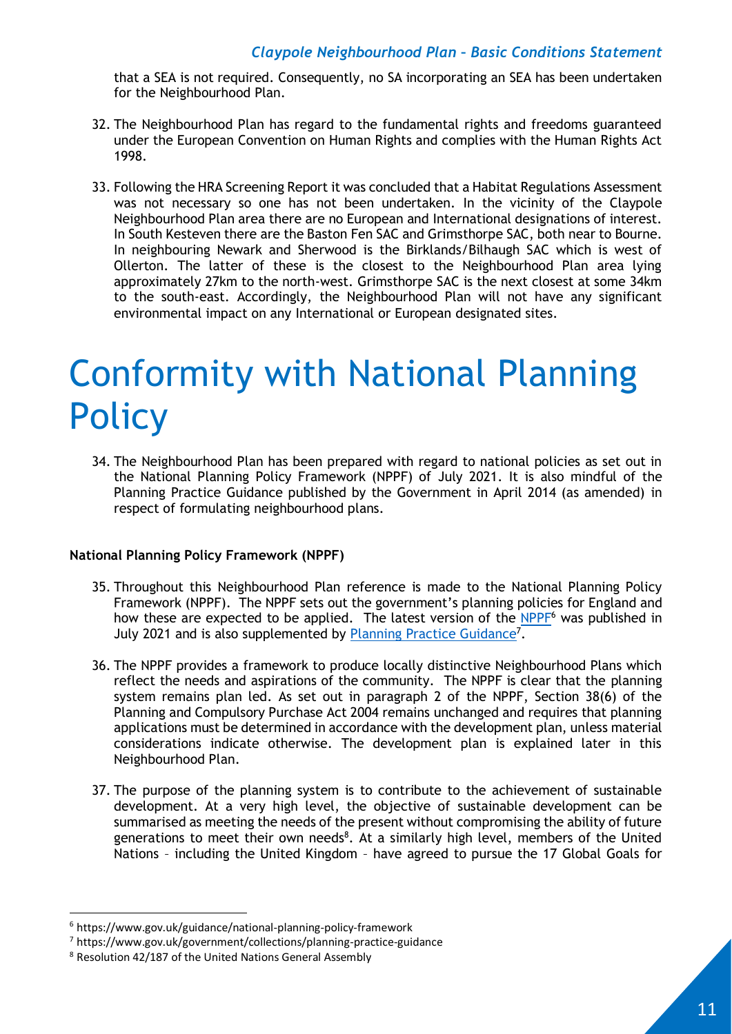that a SEA is not required. Consequently, no SA incorporating an SEA has been undertaken for the Neighbourhood Plan.

32. The Neighbourhood Plan has regard to the fundamental rights and freedoms guaranteed under the European Convention on Human Rights and complies with the Human Rights Act 1998.

33. Following the HRA Screening Report it was concluded that a Habitat Regulations Assessment was not necessary so one has not been undertaken. In the vicinity of the Claypole Neighbourhood Plan area there are no European and International designations of interest. In South Kesteven there are the Baston Fen SAC and Grimsthorpe SAC, both near to Bourne. In neighbouring Newark and Sherwood is the Birklands/Bilhaugh SAC which is west of Ollerton. The latter of these is the closest to the Neighbourhood Plan area lying approximately 27km to the north-west. Grimsthorpe SAC is the next closest at some 34km to the south-east. Accordingly, the Neighbourhood Plan will not have any significant environmental impact on any International or European designated sites.

# Conformity with National Planning Policy

34. The Neighbourhood Plan has been prepared with regard to national policies as set out in the National Planning Policy Framework (NPPF) of July 2021. It is also mindful of the Planning Practice Guidance published by the Government in April 2014 (as amended) in respect of formulating neighbourhood plans.

**National Planning Policy Framework (NPPF)**

35. Throughout this Neighbourhood Plan reference is made to the National Planning Policy Framework (NPPF). The NPPF sets out the government's planning policies for England and how these are expected to be applied. The latest version of the NPPF[6] was published in July 2021 and is also supplemented by Planning Practice Guidance[7].

36. The NPPF provides a framework to produce locally distinctive Neighbourhood Plans which reflect the needs and aspirations of the community. The NPPF is clear that the planning system remains plan led. As set out in paragraph 2 of the NPPF, Section 38(6) of the Planning and Compulsory Purchase Act 2004 remains unchanged and requires that planning applications must be determined in accordance with the development plan, unless material considerations indicate otherwise. The development plan is explained later in this Neighbourhood Plan.

37. The purpose of the planning system is to contribute to the achievement of sustainable development. At a very high level, the objective of sustainable development can be summarised as meeting the needs of the present without compromising the ability of future generations to meet their own needs[8]. At a similarly high level, members of the United Nations – including the United Kingdom – have agreed to pursue the 17 Global Goals for

---

[6] https://www.gov.uk/guidance/national-planning-policy-framework

[7] https://www.gov.uk/government/collections/planning-practice-guidance

[8] Resolution 42/187 of the United Nations General Assembly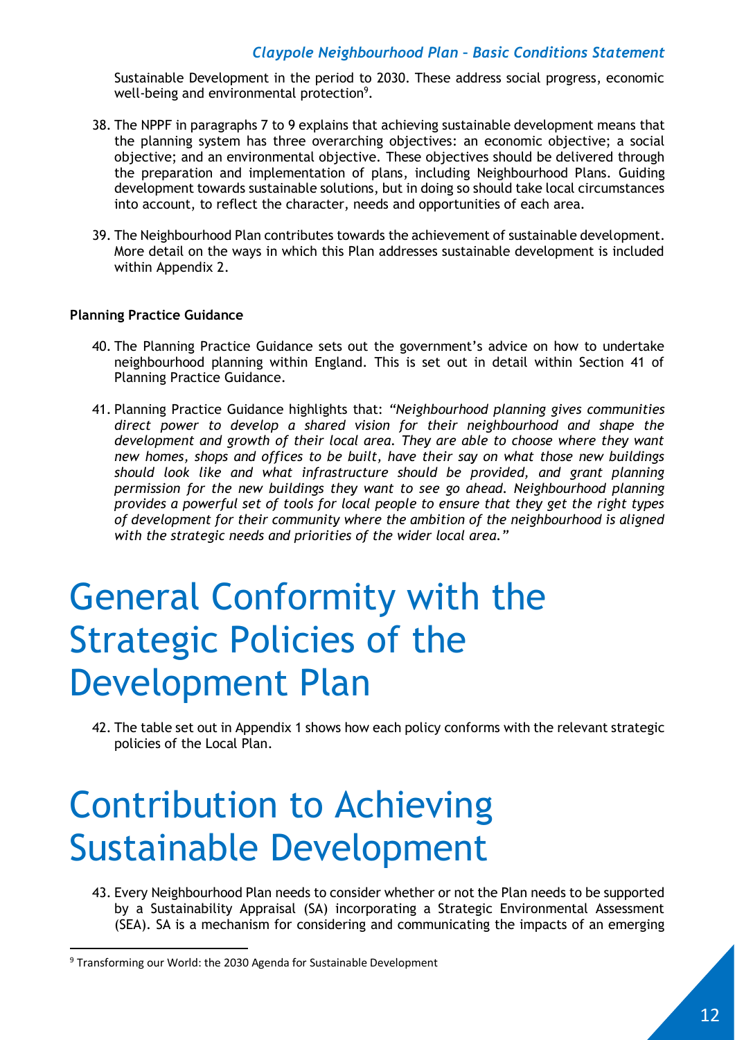Sustainable Development in the period to 2030. These address social progress, economic well-being and environmental protection[9].

38. The NPPF in paragraphs 7 to 9 explains that achieving sustainable development means that the planning system has three overarching objectives: an economic objective; a social objective; and an environmental objective. These objectives should be delivered through the preparation and implementation of plans, including Neighbourhood Plans. Guiding development towards sustainable solutions, but in doing so should take local circumstances into account, to reflect the character, needs and opportunities of each area.

39. The Neighbourhood Plan contributes towards the achievement of sustainable development. More detail on the ways in which this Plan addresses sustainable development is included within Appendix 2.

**Planning Practice Guidance**

40. The Planning Practice Guidance sets out the government's advice on how to undertake neighbourhood planning within England. This is set out in detail within Section 41 of Planning Practice Guidance.

41. Planning Practice Guidance highlights that: *"Neighbourhood planning gives communities direct power to develop a shared vision for their neighbourhood and shape the development and growth of their local area. They are able to choose where they want new homes, shops and offices to be built, have their say on what those new buildings should look like and what infrastructure should be provided, and grant planning permission for the new buildings they want to see go ahead. Neighbourhood planning provides a powerful set of tools for local people to ensure that they get the right types of development for their community where the ambition of the neighbourhood is aligned with the strategic needs and priorities of the wider local area."*

# General Conformity with the Strategic Policies of the Development Plan

42. The table set out in Appendix 1 shows how each policy conforms with the relevant strategic policies of the Local Plan.

# Contribution to Achieving Sustainable Development

43. Every Neighbourhood Plan needs to consider whether or not the Plan needs to be supported by a Sustainability Appraisal (SA) incorporating a Strategic Environmental Assessment (SEA). SA is a mechanism for considering and communicating the impacts of an emerging

[9] Transforming our World: the 2030 Agenda for Sustainable Development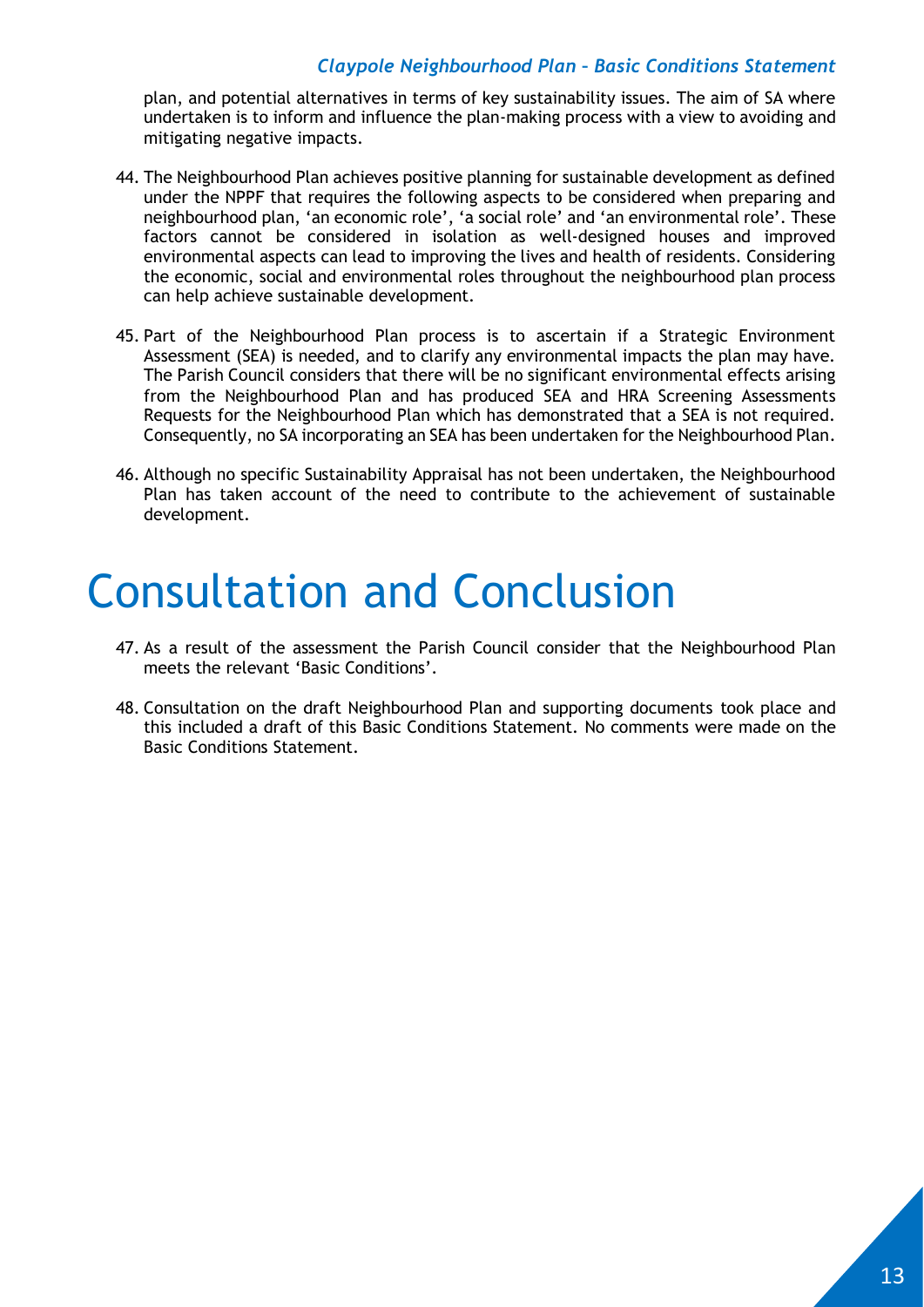plan, and potential alternatives in terms of key sustainability issues. The aim of SA where undertaken is to inform and influence the plan-making process with a view to avoiding and mitigating negative impacts.

44. The Neighbourhood Plan achieves positive planning for sustainable development as defined under the NPPF that requires the following aspects to be considered when preparing and neighbourhood plan, 'an economic role', 'a social role' and 'an environmental role'. These factors cannot be considered in isolation as well-designed houses and improved environmental aspects can lead to improving the lives and health of residents. Considering the economic, social and environmental roles throughout the neighbourhood plan process can help achieve sustainable development.

45. Part of the Neighbourhood Plan process is to ascertain if a Strategic Environment Assessment (SEA) is needed, and to clarify any environmental impacts the plan may have. The Parish Council considers that there will be no significant environmental effects arising from the Neighbourhood Plan and has produced SEA and HRA Screening Assessments Requests for the Neighbourhood Plan which has demonstrated that a SEA is not required. Consequently, no SA incorporating an SEA has been undertaken for the Neighbourhood Plan.

46. Although no specific Sustainability Appraisal has not been undertaken, the Neighbourhood Plan has taken account of the need to contribute to the achievement of sustainable development.

# Consultation and Conclusion

47. As a result of the assessment the Parish Council consider that the Neighbourhood Plan meets the relevant 'Basic Conditions'.

48. Consultation on the draft Neighbourhood Plan and supporting documents took place and this included a draft of this Basic Conditions Statement. No comments were made on the Basic Conditions Statement.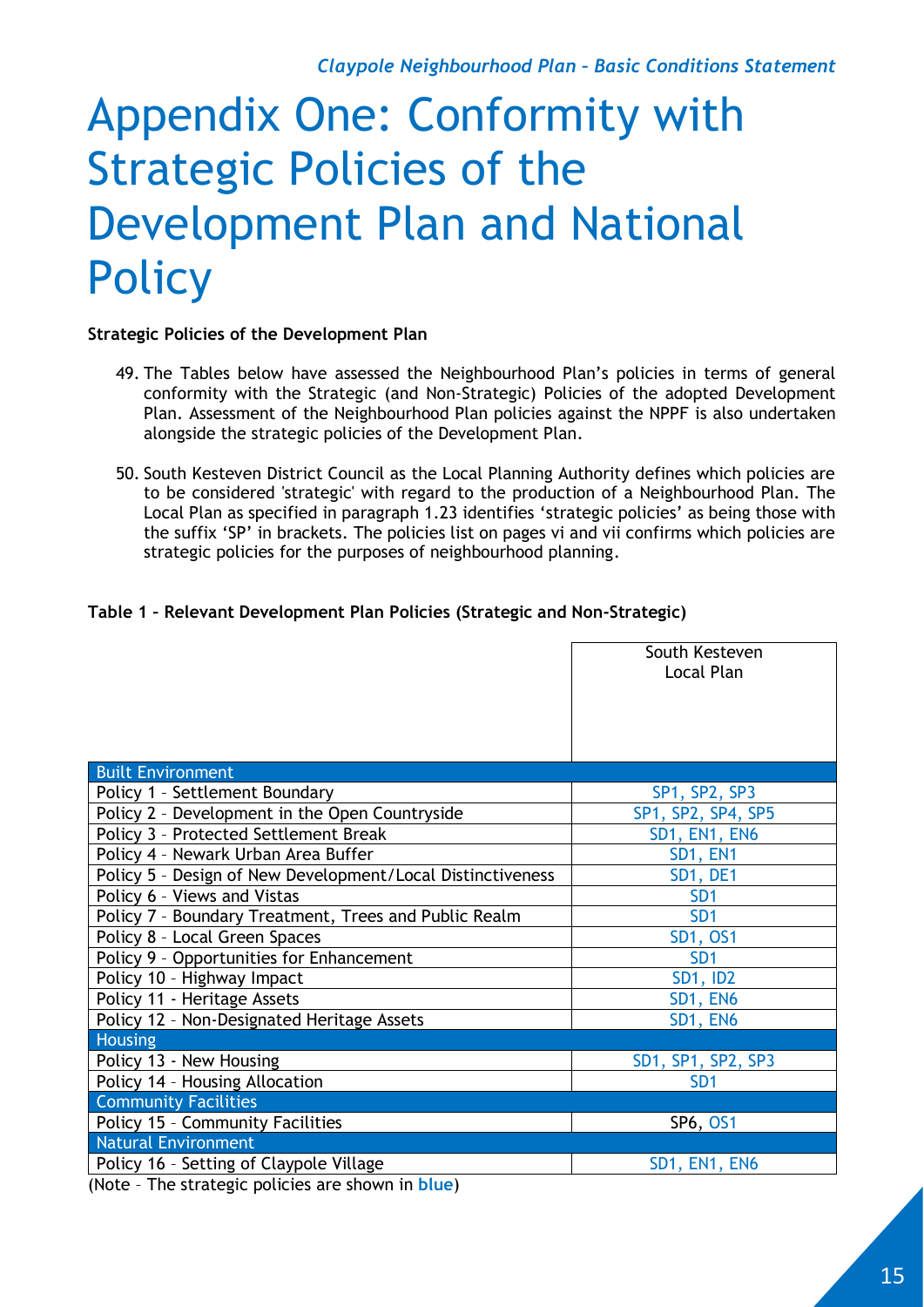# Appendix One: Conformity with Strategic Policies of the Development Plan and National Policy

**Strategic Policies of the Development Plan**

49. The Tables below have assessed the Neighbourhood Plan's policies in terms of general conformity with the Strategic (and Non-Strategic) Policies of the adopted Development Plan. Assessment of the Neighbourhood Plan policies against the NPPF is also undertaken alongside the strategic policies of the Development Plan.

50. South Kesteven District Council as the Local Planning Authority defines which policies are to be considered 'strategic' with regard to the production of a Neighbourhood Plan. The Local Plan as specified in paragraph 1.23 identifies 'strategic policies' as being those with the suffix 'SP' in brackets. The policies list on pages vi and vii confirms which policies are strategic policies for the purposes of neighbourhood planning.

**Table 1 – Relevant Development Plan Policies (Strategic and Non-Strategic)**

| | South Kesteven Local Plan |
|---|---|
| **Built Environment** | |
| Policy 1 – Settlement Boundary | SP1, SP2, SP3 |
| Policy 2 – Development in the Open Countryside | SP1, SP2, SP4, SP5 |
| Policy 3 – Protected Settlement Break | SD1, EN1, EN6 |
| Policy 4 – Newark Urban Area Buffer | SD1, EN1 |
| Policy 5 – Design of New Development/Local Distinctiveness | SD1, DE1 |
| Policy 6 – Views and Vistas | SD1 |
| Policy 7 – Boundary Treatment, Trees and Public Realm | SD1 |
| Policy 8 – Local Green Spaces | SD1, OS1 |
| Policy 9 – Opportunities for Enhancement | SD1 |
| Policy 10 – Highway Impact | SD1, ID2 |
| Policy 11 - Heritage Assets | SD1, EN6 |
| Policy 12 – Non-Designated Heritage Assets | SD1, EN6 |
| **Housing** | |
| Policy 13 - New Housing | SD1, SP1, SP2, SP3 |
| Policy 14 – Housing Allocation | SD1 |
| **Community Facilities** | |
| Policy 15 – Community Facilities | SP6, OS1 |
| **Natural Environment** | |
| Policy 16 – Setting of Claypole Village | SD1, EN1, EN6 |

(Note – The strategic policies are shown in **blue**)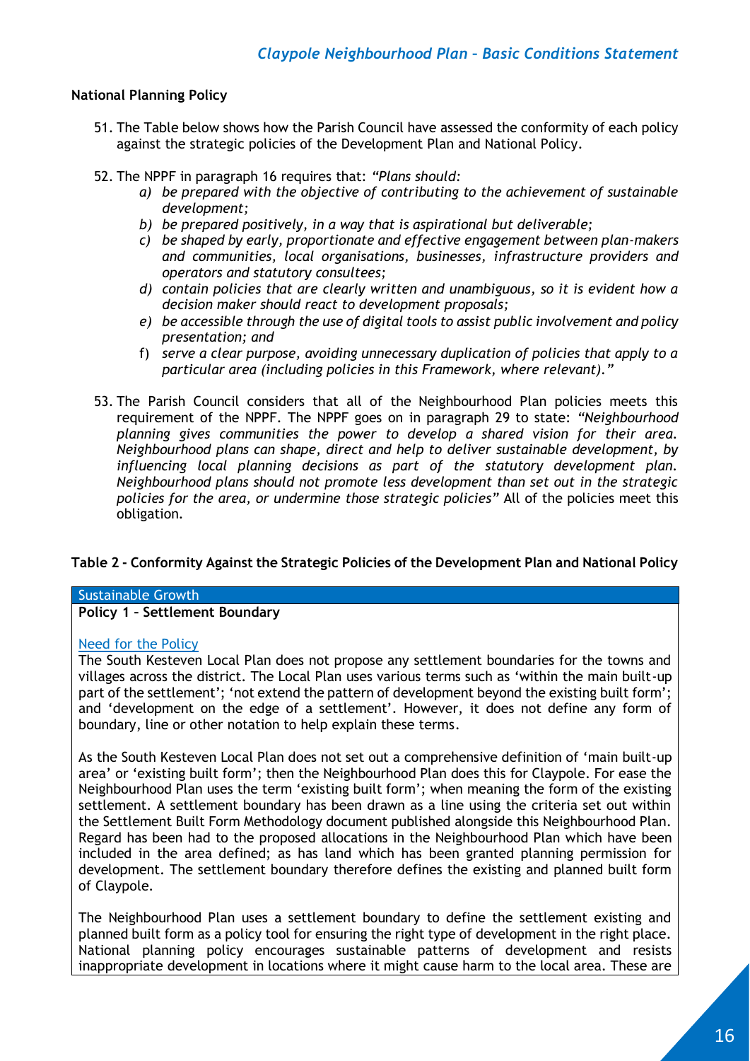### National Planning Policy

51. The Table below shows how the Parish Council have assessed the conformity of each policy against the strategic policies of the Development Plan and National Policy.

52. The NPPF in paragraph 16 requires that: *"Plans should:*
    - *a) be prepared with the objective of contributing to the achievement of sustainable development;*
    - *b) be prepared positively, in a way that is aspirational but deliverable;*
    - *c) be shaped by early, proportionate and effective engagement between plan-makers and communities, local organisations, businesses, infrastructure providers and operators and statutory consultees;*
    - *d) contain policies that are clearly written and unambiguous, so it is evident how a decision maker should react to development proposals;*
    - *e) be accessible through the use of digital tools to assist public involvement and policy presentation; and*
    - *f) serve a clear purpose, avoiding unnecessary duplication of policies that apply to a particular area (including policies in this Framework, where relevant)."*

53. The Parish Council considers that all of the Neighbourhood Plan policies meets this requirement of the NPPF. The NPPF goes on in paragraph 29 to state: *"Neighbourhood planning gives communities the power to develop a shared vision for their area. Neighbourhood plans can shape, direct and help to deliver sustainable development, by influencing local planning decisions as part of the statutory development plan. Neighbourhood plans should not promote less development than set out in the strategic policies for the area, or undermine those strategic policies"* All of the policies meet this obligation.

### Table 2 - Conformity Against the Strategic Policies of the Development Plan and National Policy

| Sustainable Growth |
|---|
| **Policy 1 – Settlement Boundary** |
| Need for the Policy<br><br>The South Kesteven Local Plan does not propose any settlement boundaries for the towns and villages across the district. The Local Plan uses various terms such as 'within the main built-up part of the settlement'; 'not extend the pattern of development beyond the existing built form'; and 'development on the edge of a settlement'. However, it does not define any form of boundary, line or other notation to help explain these terms.<br><br>As the South Kesteven Local Plan does not set out a comprehensive definition of 'main built-up area' or 'existing built form'; then the Neighbourhood Plan does this for Claypole. For ease the Neighbourhood Plan uses the term 'existing built form'; when meaning the form of the existing settlement. A settlement boundary has been drawn as a line using the criteria set out within the Settlement Built Form Methodology document published alongside this Neighbourhood Plan. Regard has been had to the proposed allocations in the Neighbourhood Plan which have been included in the area defined; as has land which has been granted planning permission for development. The settlement boundary therefore defines the existing and planned built form of Claypole.<br><br>The Neighbourhood Plan uses a settlement boundary to define the settlement existing and planned built form as a policy tool for ensuring the right type of development in the right place. National planning policy encourages sustainable patterns of development and resists inappropriate development in locations where it might cause harm to the local area. These are |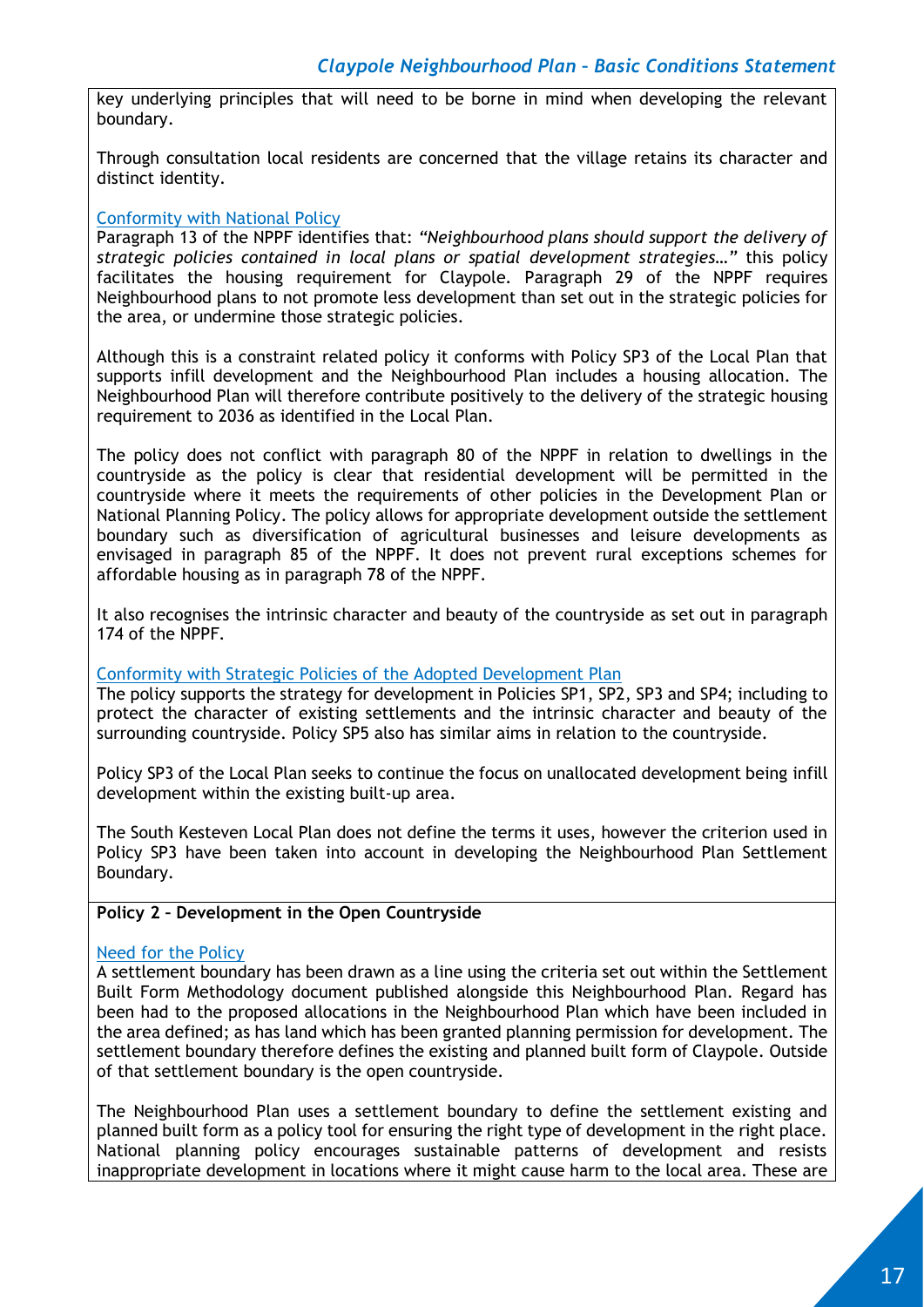key underlying principles that will need to be borne in mind when developing the relevant boundary.

Through consultation local residents are concerned that the village retains its character and distinct identity.

Conformity with National Policy

Paragraph 13 of the NPPF identifies that: *"Neighbourhood plans should support the delivery of strategic policies contained in local plans or spatial development strategies…"* this policy facilitates the housing requirement for Claypole. Paragraph 29 of the NPPF requires Neighbourhood plans to not promote less development than set out in the strategic policies for the area, or undermine those strategic policies.

Although this is a constraint related policy it conforms with Policy SP3 of the Local Plan that supports infill development and the Neighbourhood Plan includes a housing allocation. The Neighbourhood Plan will therefore contribute positively to the delivery of the strategic housing requirement to 2036 as identified in the Local Plan.

The policy does not conflict with paragraph 80 of the NPPF in relation to dwellings in the countryside as the policy is clear that residential development will be permitted in the countryside where it meets the requirements of other policies in the Development Plan or National Planning Policy. The policy allows for appropriate development outside the settlement boundary such as diversification of agricultural businesses and leisure developments as envisaged in paragraph 85 of the NPPF. It does not prevent rural exceptions schemes for affordable housing as in paragraph 78 of the NPPF.

It also recognises the intrinsic character and beauty of the countryside as set out in paragraph 174 of the NPPF.

Conformity with Strategic Policies of the Adopted Development Plan

The policy supports the strategy for development in Policies SP1, SP2, SP3 and SP4; including to protect the character of existing settlements and the intrinsic character and beauty of the surrounding countryside. Policy SP5 also has similar aims in relation to the countryside.

Policy SP3 of the Local Plan seeks to continue the focus on unallocated development being infill development within the existing built-up area.

The South Kesteven Local Plan does not define the terms it uses, however the criterion used in Policy SP3 have been taken into account in developing the Neighbourhood Plan Settlement Boundary.

**Policy 2 – Development in the Open Countryside**

Need for the Policy

A settlement boundary has been drawn as a line using the criteria set out within the Settlement Built Form Methodology document published alongside this Neighbourhood Plan. Regard has been had to the proposed allocations in the Neighbourhood Plan which have been included in the area defined; as has land which has been granted planning permission for development. The settlement boundary therefore defines the existing and planned built form of Claypole. Outside of that settlement boundary is the open countryside.

The Neighbourhood Plan uses a settlement boundary to define the settlement existing and planned built form as a policy tool for ensuring the right type of development in the right place. National planning policy encourages sustainable patterns of development and resists inappropriate development in locations where it might cause harm to the local area. These are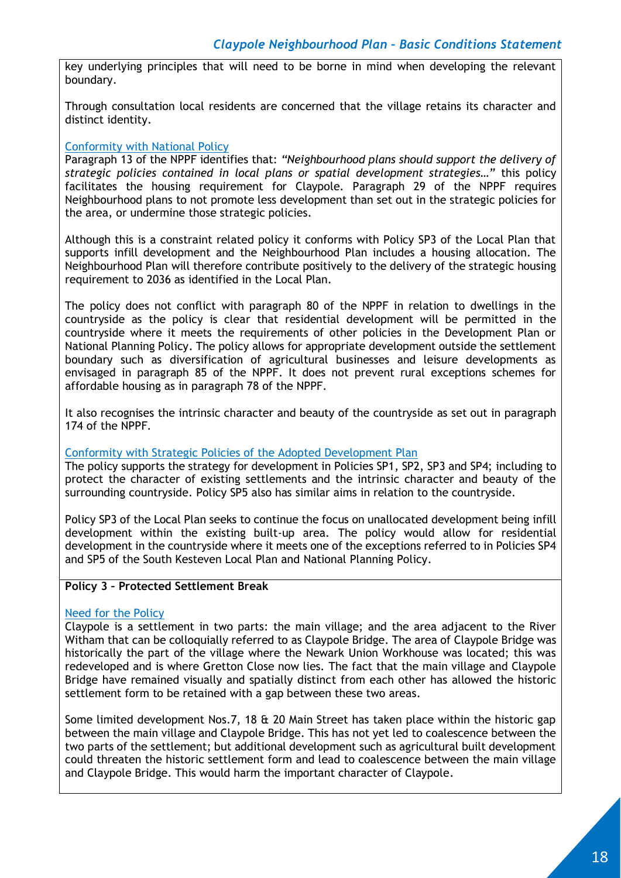key underlying principles that will need to be borne in mind when developing the relevant boundary.

Through consultation local residents are concerned that the village retains its character and distinct identity.

Conformity with National Policy

Paragraph 13 of the NPPF identifies that: *"Neighbourhood plans should support the delivery of strategic policies contained in local plans or spatial development strategies…"* this policy facilitates the housing requirement for Claypole. Paragraph 29 of the NPPF requires Neighbourhood plans to not promote less development than set out in the strategic policies for the area, or undermine those strategic policies.

Although this is a constraint related policy it conforms with Policy SP3 of the Local Plan that supports infill development and the Neighbourhood Plan includes a housing allocation. The Neighbourhood Plan will therefore contribute positively to the delivery of the strategic housing requirement to 2036 as identified in the Local Plan.

The policy does not conflict with paragraph 80 of the NPPF in relation to dwellings in the countryside as the policy is clear that residential development will be permitted in the countryside where it meets the requirements of other policies in the Development Plan or National Planning Policy. The policy allows for appropriate development outside the settlement boundary such as diversification of agricultural businesses and leisure developments as envisaged in paragraph 85 of the NPPF. It does not prevent rural exceptions schemes for affordable housing as in paragraph 78 of the NPPF.

It also recognises the intrinsic character and beauty of the countryside as set out in paragraph 174 of the NPPF.

Conformity with Strategic Policies of the Adopted Development Plan

The policy supports the strategy for development in Policies SP1, SP2, SP3 and SP4; including to protect the character of existing settlements and the intrinsic character and beauty of the surrounding countryside. Policy SP5 also has similar aims in relation to the countryside.

Policy SP3 of the Local Plan seeks to continue the focus on unallocated development being infill development within the existing built-up area. The policy would allow for residential development in the countryside where it meets one of the exceptions referred to in Policies SP4 and SP5 of the South Kesteven Local Plan and National Planning Policy.

**Policy 3 – Protected Settlement Break**

Need for the Policy

Claypole is a settlement in two parts: the main village; and the area adjacent to the River Witham that can be colloquially referred to as Claypole Bridge. The area of Claypole Bridge was historically the part of the village where the Newark Union Workhouse was located; this was redeveloped and is where Gretton Close now lies. The fact that the main village and Claypole Bridge have remained visually and spatially distinct from each other has allowed the historic settlement form to be retained with a gap between these two areas.

Some limited development Nos.7, 18 & 20 Main Street has taken place within the historic gap between the main village and Claypole Bridge. This has not yet led to coalescence between the two parts of the settlement; but additional development such as agricultural built development could threaten the historic settlement form and lead to coalescence between the main village and Claypole Bridge. This would harm the important character of Claypole.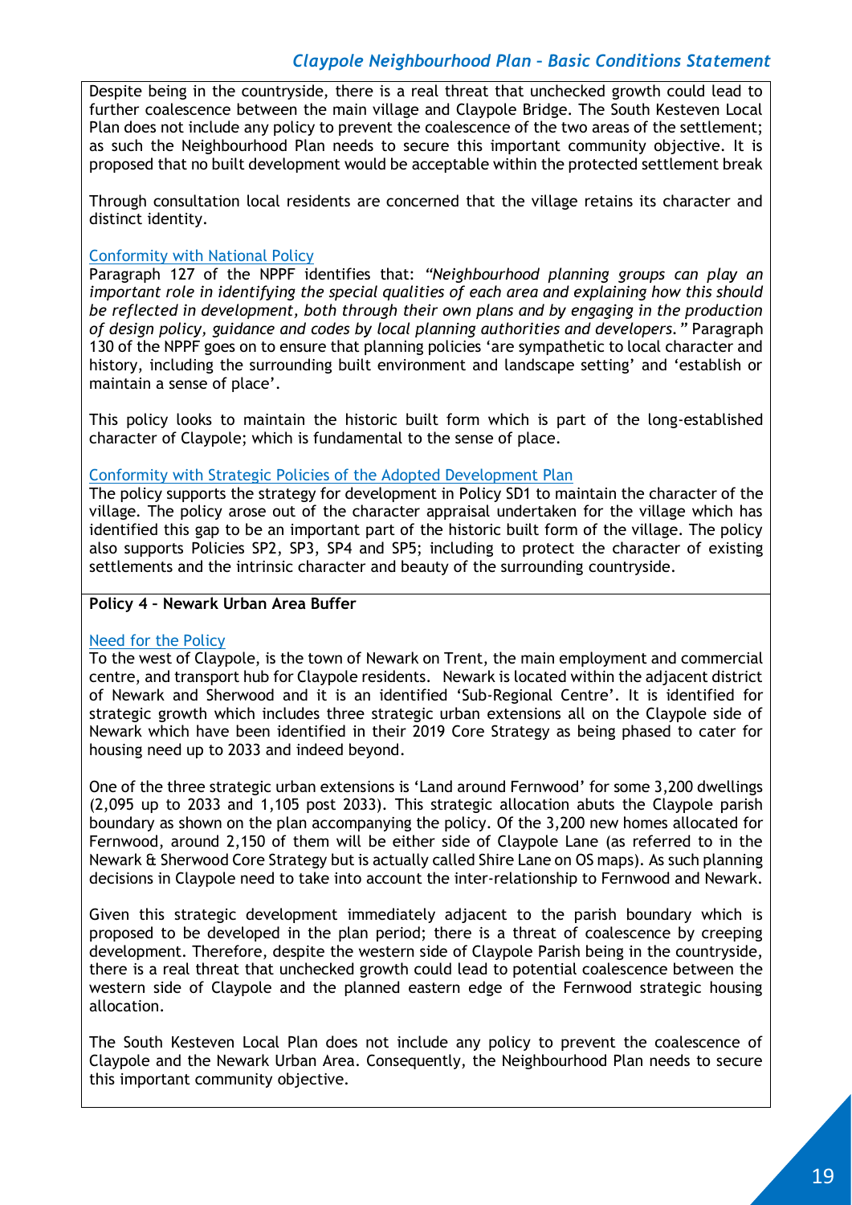Despite being in the countryside, there is a real threat that unchecked growth could lead to further coalescence between the main village and Claypole Bridge. The South Kesteven Local Plan does not include any policy to prevent the coalescence of the two areas of the settlement; as such the Neighbourhood Plan needs to secure this important community objective. It is proposed that no built development would be acceptable within the protected settlement break

Through consultation local residents are concerned that the village retains its character and distinct identity.

Conformity with National Policy

Paragraph 127 of the NPPF identifies that: *"Neighbourhood planning groups can play an important role in identifying the special qualities of each area and explaining how this should be reflected in development, both through their own plans and by engaging in the production of design policy, guidance and codes by local planning authorities and developers."* Paragraph 130 of the NPPF goes on to ensure that planning policies 'are sympathetic to local character and history, including the surrounding built environment and landscape setting' and 'establish or maintain a sense of place'.

This policy looks to maintain the historic built form which is part of the long-established character of Claypole; which is fundamental to the sense of place.

Conformity with Strategic Policies of the Adopted Development Plan

The policy supports the strategy for development in Policy SD1 to maintain the character of the village. The policy arose out of the character appraisal undertaken for the village which has identified this gap to be an important part of the historic built form of the village. The policy also supports Policies SP2, SP3, SP4 and SP5; including to protect the character of existing settlements and the intrinsic character and beauty of the surrounding countryside.

**Policy 4 – Newark Urban Area Buffer**

Need for the Policy

To the west of Claypole, is the town of Newark on Trent, the main employment and commercial centre, and transport hub for Claypole residents. Newark is located within the adjacent district of Newark and Sherwood and it is an identified 'Sub-Regional Centre'. It is identified for strategic growth which includes three strategic urban extensions all on the Claypole side of Newark which have been identified in their 2019 Core Strategy as being phased to cater for housing need up to 2033 and indeed beyond.

One of the three strategic urban extensions is 'Land around Fernwood' for some 3,200 dwellings (2,095 up to 2033 and 1,105 post 2033). This strategic allocation abuts the Claypole parish boundary as shown on the plan accompanying the policy. Of the 3,200 new homes allocated for Fernwood, around 2,150 of them will be either side of Claypole Lane (as referred to in the Newark & Sherwood Core Strategy but is actually called Shire Lane on OS maps). As such planning decisions in Claypole need to take into account the inter-relationship to Fernwood and Newark.

Given this strategic development immediately adjacent to the parish boundary which is proposed to be developed in the plan period; there is a threat of coalescence by creeping development. Therefore, despite the western side of Claypole Parish being in the countryside, there is a real threat that unchecked growth could lead to potential coalescence between the western side of Claypole and the planned eastern edge of the Fernwood strategic housing allocation.

The South Kesteven Local Plan does not include any policy to prevent the coalescence of Claypole and the Newark Urban Area. Consequently, the Neighbourhood Plan needs to secure this important community objective.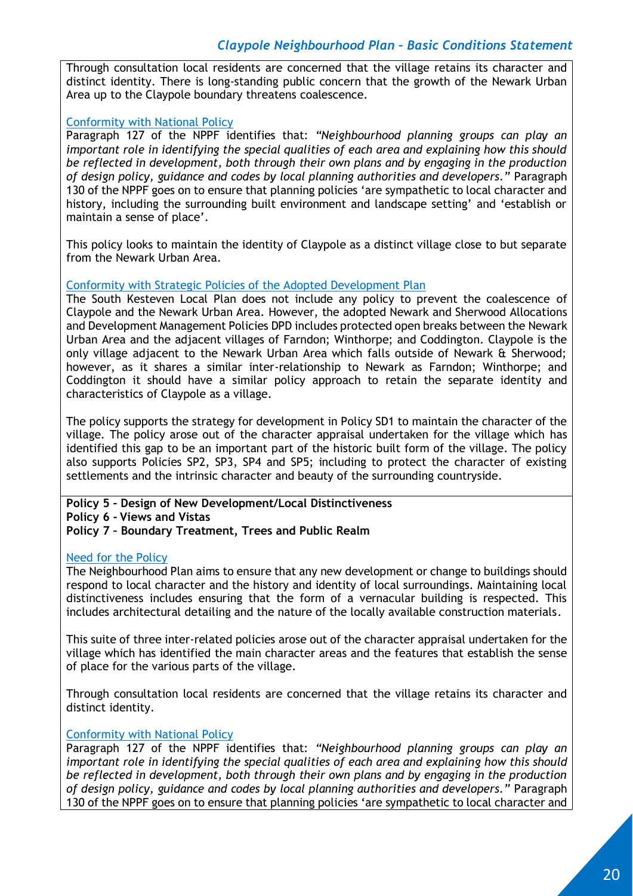Through consultation local residents are concerned that the village retains its character and distinct identity. There is long-standing public concern that the growth of the Newark Urban Area up to the Claypole boundary threatens coalescence.

#### Conformity with National Policy

Paragraph 127 of the NPPF identifies that: *"Neighbourhood planning groups can play an important role in identifying the special qualities of each area and explaining how this should be reflected in development, both through their own plans and by engaging in the production of design policy, guidance and codes by local planning authorities and developers."* Paragraph 130 of the NPPF goes on to ensure that planning policies 'are sympathetic to local character and history, including the surrounding built environment and landscape setting' and 'establish or maintain a sense of place'.

This policy looks to maintain the identity of Claypole as a distinct village close to but separate from the Newark Urban Area.

#### Conformity with Strategic Policies of the Adopted Development Plan

The South Kesteven Local Plan does not include any policy to prevent the coalescence of Claypole and the Newark Urban Area. However, the adopted Newark and Sherwood Allocations and Development Management Policies DPD includes protected open breaks between the Newark Urban Area and the adjacent villages of Farndon; Winthorpe; and Coddington. Claypole is the only village adjacent to the Newark Urban Area which falls outside of Newark & Sherwood; however, as it shares a similar inter-relationship to Newark as Farndon; Winthorpe; and Coddington it should have a similar policy approach to retain the separate identity and characteristics of Claypole as a village.

The policy supports the strategy for development in Policy SD1 to maintain the character of the village. The policy arose out of the character appraisal undertaken for the village which has identified this gap to be an important part of the historic built form of the village. The policy also supports Policies SP2, SP3, SP4 and SP5; including to protect the character of existing settlements and the intrinsic character and beauty of the surrounding countryside.

**Policy 5 – Design of New Development/Local Distinctiveness**
**Policy 6 - Views and Vistas**
**Policy 7 – Boundary Treatment, Trees and Public Realm**

#### Need for the Policy

The Neighbourhood Plan aims to ensure that any new development or change to buildings should respond to local character and the history and identity of local surroundings. Maintaining local distinctiveness includes ensuring that the form of a vernacular building is respected. This includes architectural detailing and the nature of the locally available construction materials.

This suite of three inter-related policies arose out of the character appraisal undertaken for the village which has identified the main character areas and the features that establish the sense of place for the various parts of the village.

Through consultation local residents are concerned that the village retains its character and distinct identity.

#### Conformity with National Policy

Paragraph 127 of the NPPF identifies that: *"Neighbourhood planning groups can play an important role in identifying the special qualities of each area and explaining how this should be reflected in development, both through their own plans and by engaging in the production of design policy, guidance and codes by local planning authorities and developers."* Paragraph 130 of the NPPF goes on to ensure that planning policies 'are sympathetic to local character and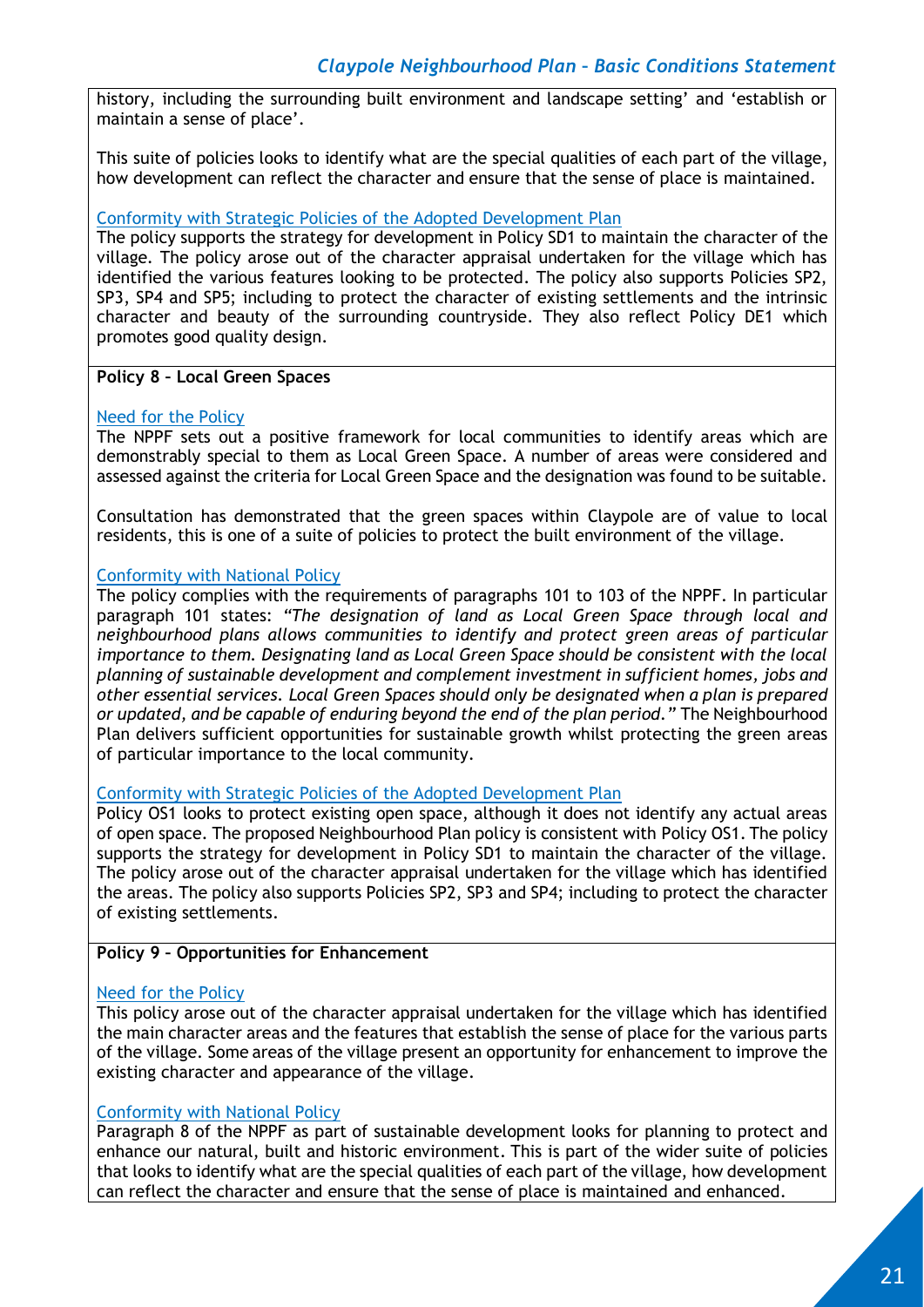history, including the surrounding built environment and landscape setting' and 'establish or maintain a sense of place'.

This suite of policies looks to identify what are the special qualities of each part of the village, how development can reflect the character and ensure that the sense of place is maintained.

Conformity with Strategic Policies of the Adopted Development Plan

The policy supports the strategy for development in Policy SD1 to maintain the character of the village. The policy arose out of the character appraisal undertaken for the village which has identified the various features looking to be protected. The policy also supports Policies SP2, SP3, SP4 and SP5; including to protect the character of existing settlements and the intrinsic character and beauty of the surrounding countryside. They also reflect Policy DE1 which promotes good quality design.

**Policy 8 – Local Green Spaces**

Need for the Policy

The NPPF sets out a positive framework for local communities to identify areas which are demonstrably special to them as Local Green Space. A number of areas were considered and assessed against the criteria for Local Green Space and the designation was found to be suitable.

Consultation has demonstrated that the green spaces within Claypole are of value to local residents, this is one of a suite of policies to protect the built environment of the village.

Conformity with National Policy

The policy complies with the requirements of paragraphs 101 to 103 of the NPPF. In particular paragraph 101 states: *"The designation of land as Local Green Space through local and neighbourhood plans allows communities to identify and protect green areas of particular importance to them. Designating land as Local Green Space should be consistent with the local planning of sustainable development and complement investment in sufficient homes, jobs and other essential services. Local Green Spaces should only be designated when a plan is prepared or updated, and be capable of enduring beyond the end of the plan period."* The Neighbourhood Plan delivers sufficient opportunities for sustainable growth whilst protecting the green areas of particular importance to the local community.

Conformity with Strategic Policies of the Adopted Development Plan

Policy OS1 looks to protect existing open space, although it does not identify any actual areas of open space. The proposed Neighbourhood Plan policy is consistent with Policy OS1. The policy supports the strategy for development in Policy SD1 to maintain the character of the village. The policy arose out of the character appraisal undertaken for the village which has identified the areas. The policy also supports Policies SP2, SP3 and SP4; including to protect the character of existing settlements.

**Policy 9 – Opportunities for Enhancement**

Need for the Policy

This policy arose out of the character appraisal undertaken for the village which has identified the main character areas and the features that establish the sense of place for the various parts of the village. Some areas of the village present an opportunity for enhancement to improve the existing character and appearance of the village.

Conformity with National Policy

Paragraph 8 of the NPPF as part of sustainable development looks for planning to protect and enhance our natural, built and historic environment. This is part of the wider suite of policies that looks to identify what are the special qualities of each part of the village, how development can reflect the character and ensure that the sense of place is maintained and enhanced.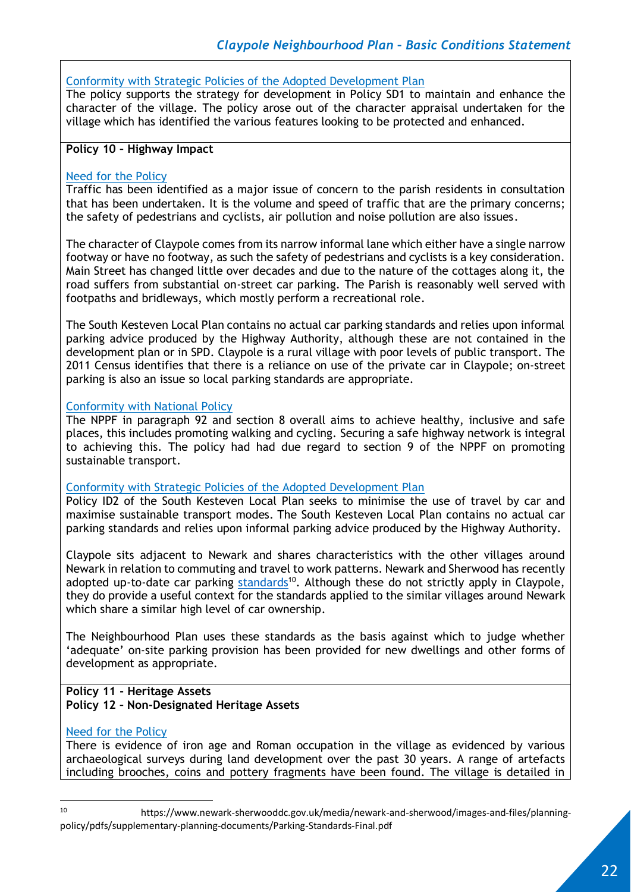Conformity with Strategic Policies of the Adopted Development Plan

The policy supports the strategy for development in Policy SD1 to maintain and enhance the character of the village. The policy arose out of the character appraisal undertaken for the village which has identified the various features looking to be protected and enhanced.

**Policy 10 – Highway Impact**

Need for the Policy

Traffic has been identified as a major issue of concern to the parish residents in consultation that has been undertaken. It is the volume and speed of traffic that are the primary concerns; the safety of pedestrians and cyclists, air pollution and noise pollution are also issues.

The character of Claypole comes from its narrow informal lane which either have a single narrow footway or have no footway, as such the safety of pedestrians and cyclists is a key consideration. Main Street has changed little over decades and due to the nature of the cottages along it, the road suffers from substantial on-street car parking. The Parish is reasonably well served with footpaths and bridleways, which mostly perform a recreational role.

The South Kesteven Local Plan contains no actual car parking standards and relies upon informal parking advice produced by the Highway Authority, although these are not contained in the development plan or in SPD. Claypole is a rural village with poor levels of public transport. The 2011 Census identifies that there is a reliance on use of the private car in Claypole; on-street parking is also an issue so local parking standards are appropriate.

Conformity with National Policy

The NPPF in paragraph 92 and section 8 overall aims to achieve healthy, inclusive and safe places, this includes promoting walking and cycling. Securing a safe highway network is integral to achieving this. The policy had had due regard to section 9 of the NPPF on promoting sustainable transport.

Conformity with Strategic Policies of the Adopted Development Plan

Policy ID2 of the South Kesteven Local Plan seeks to minimise the use of travel by car and maximise sustainable transport modes. The South Kesteven Local Plan contains no actual car parking standards and relies upon informal parking advice produced by the Highway Authority.

Claypole sits adjacent to Newark and shares characteristics with the other villages around Newark in relation to commuting and travel to work patterns. Newark and Sherwood has recently adopted up-to-date car parking standards[10]. Although these do not strictly apply in Claypole, they do provide a useful context for the standards applied to the similar villages around Newark which share a similar high level of car ownership.

The Neighbourhood Plan uses these standards as the basis against which to judge whether 'adequate' on-site parking provision has been provided for new dwellings and other forms of development as appropriate.

**Policy 11 - Heritage Assets**
**Policy 12 – Non-Designated Heritage Assets**

Need for the Policy

There is evidence of iron age and Roman occupation in the village as evidenced by various archaeological surveys during land development over the past 30 years. A range of artefacts including brooches, coins and pottery fragments have been found. The village is detailed in

---

[10] https://www.newark-sherwooddc.gov.uk/media/newark-and-sherwood/images-and-files/planning-policy/pdfs/supplementary-planning-documents/Parking-Standards-Final.pdf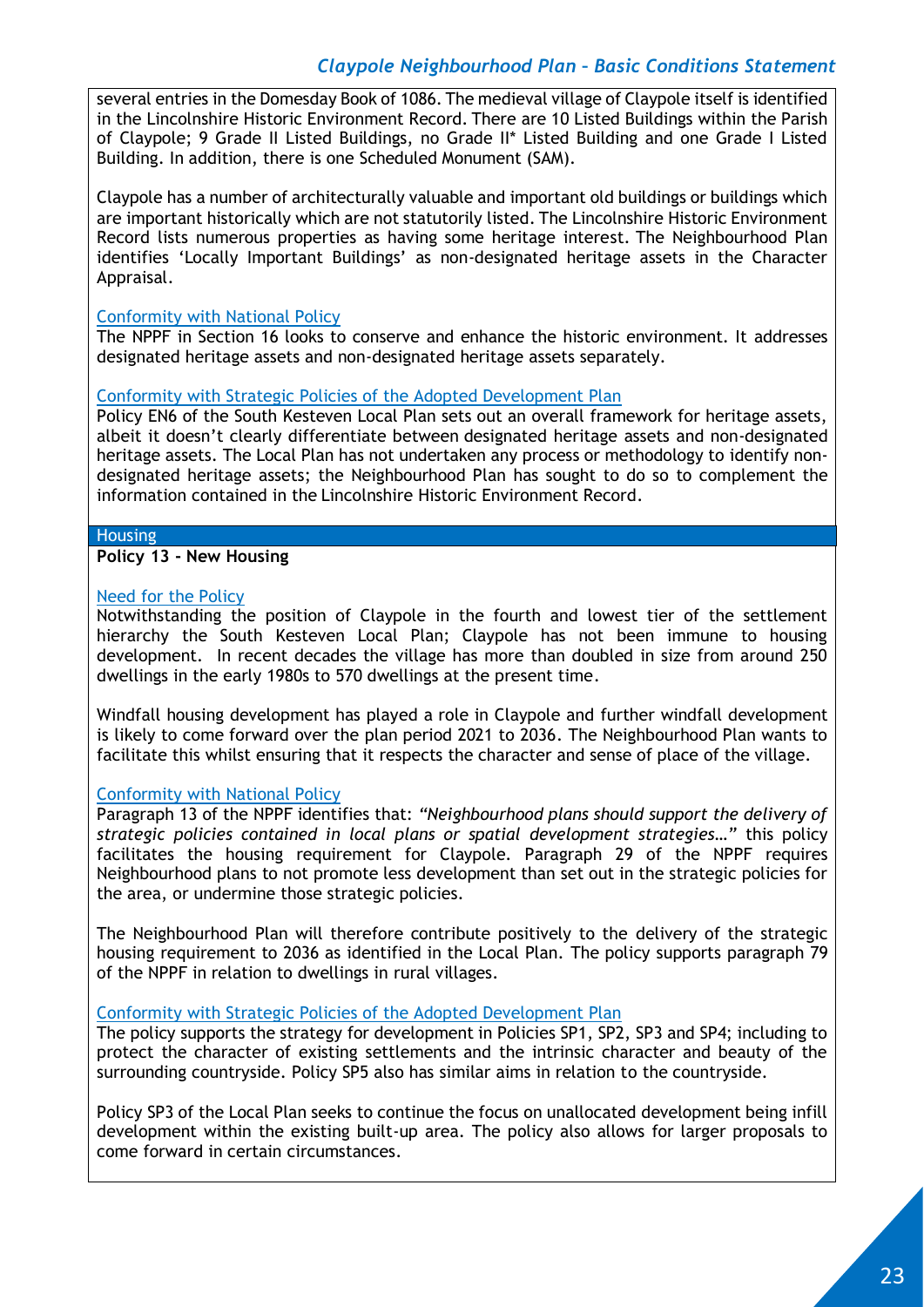several entries in the Domesday Book of 1086. The medieval village of Claypole itself is identified in the Lincolnshire Historic Environment Record. There are 10 Listed Buildings within the Parish of Claypole; 9 Grade II Listed Buildings, no Grade II* Listed Building and one Grade I Listed Building. In addition, there is one Scheduled Monument (SAM).

Claypole has a number of architecturally valuable and important old buildings or buildings which are important historically which are not statutorily listed. The Lincolnshire Historic Environment Record lists numerous properties as having some heritage interest. The Neighbourhood Plan identifies 'Locally Important Buildings' as non-designated heritage assets in the Character Appraisal.

#### Conformity with National Policy

The NPPF in Section 16 looks to conserve and enhance the historic environment. It addresses designated heritage assets and non-designated heritage assets separately.

#### Conformity with Strategic Policies of the Adopted Development Plan

Policy EN6 of the South Kesteven Local Plan sets out an overall framework for heritage assets, albeit it doesn't clearly differentiate between designated heritage assets and non-designated heritage assets. The Local Plan has not undertaken any process or methodology to identify non-designated heritage assets; the Neighbourhood Plan has sought to do so to complement the information contained in the Lincolnshire Historic Environment Record.

## Housing

### Policy 13 - New Housing

#### Need for the Policy

Notwithstanding the position of Claypole in the fourth and lowest tier of the settlement hierarchy the South Kesteven Local Plan; Claypole has not been immune to housing development. In recent decades the village has more than doubled in size from around 250 dwellings in the early 1980s to 570 dwellings at the present time.

Windfall housing development has played a role in Claypole and further windfall development is likely to come forward over the plan period 2021 to 2036. The Neighbourhood Plan wants to facilitate this whilst ensuring that it respects the character and sense of place of the village.

#### Conformity with National Policy

Paragraph 13 of the NPPF identifies that: *"Neighbourhood plans should support the delivery of strategic policies contained in local plans or spatial development strategies…"* this policy facilitates the housing requirement for Claypole. Paragraph 29 of the NPPF requires Neighbourhood plans to not promote less development than set out in the strategic policies for the area, or undermine those strategic policies.

The Neighbourhood Plan will therefore contribute positively to the delivery of the strategic housing requirement to 2036 as identified in the Local Plan. The policy supports paragraph 79 of the NPPF in relation to dwellings in rural villages.

#### Conformity with Strategic Policies of the Adopted Development Plan

The policy supports the strategy for development in Policies SP1, SP2, SP3 and SP4; including to protect the character of existing settlements and the intrinsic character and beauty of the surrounding countryside. Policy SP5 also has similar aims in relation to the countryside.

Policy SP3 of the Local Plan seeks to continue the focus on unallocated development being infill development within the existing built-up area. The policy also allows for larger proposals to come forward in certain circumstances.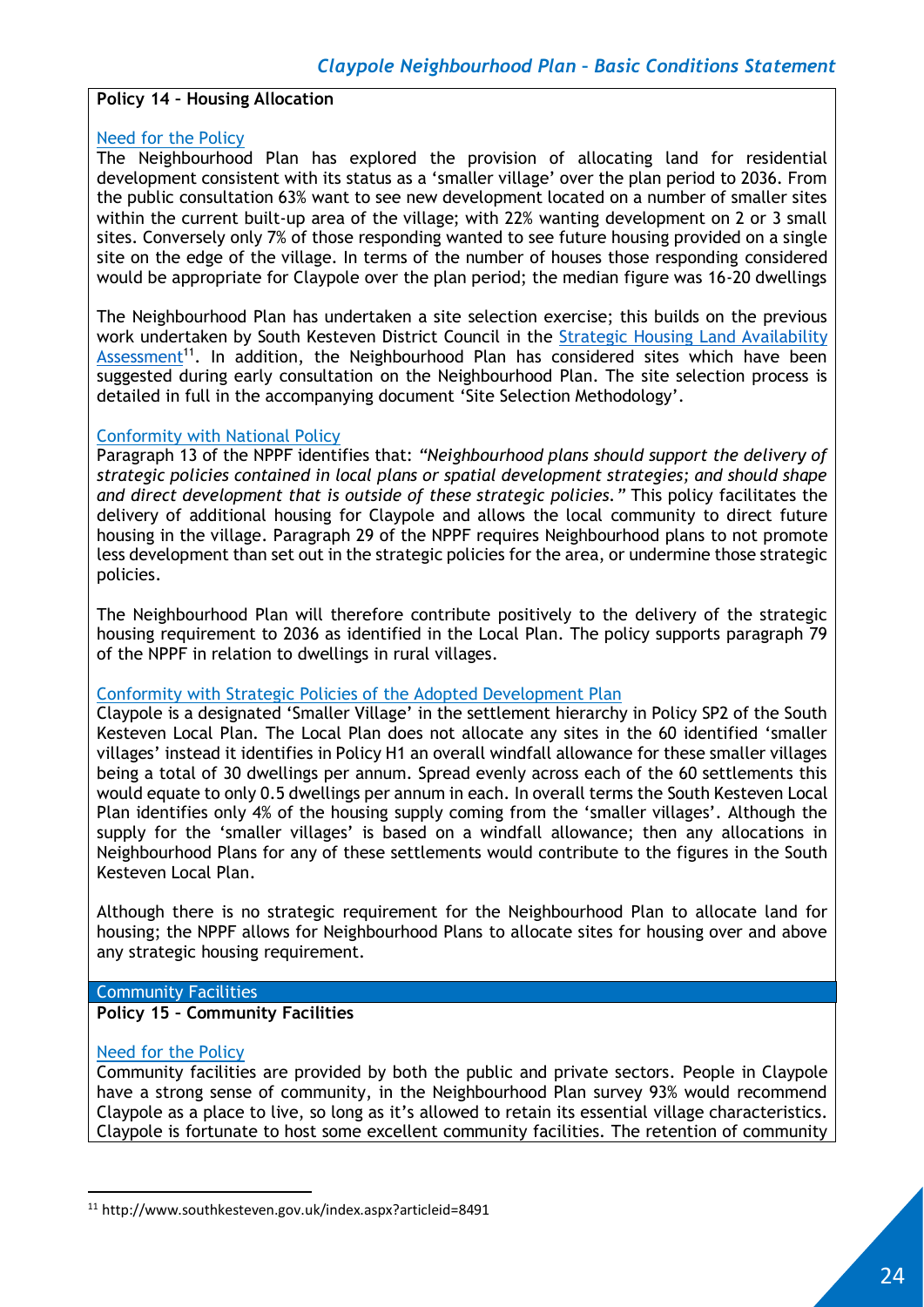**Policy 14 – Housing Allocation**

Need for the Policy

The Neighbourhood Plan has explored the provision of allocating land for residential development consistent with its status as a 'smaller village' over the plan period to 2036. From the public consultation 63% want to see new development located on a number of smaller sites within the current built-up area of the village; with 22% wanting development on 2 or 3 small sites. Conversely only 7% of those responding wanted to see future housing provided on a single site on the edge of the village. In terms of the number of houses those responding considered would be appropriate for Claypole over the plan period; the median figure was 16-20 dwellings

The Neighbourhood Plan has undertaken a site selection exercise; this builds on the previous work undertaken by South Kesteven District Council in the Strategic Housing Land Availability Assessment[11]. In addition, the Neighbourhood Plan has considered sites which have been suggested during early consultation on the Neighbourhood Plan. The site selection process is detailed in full in the accompanying document 'Site Selection Methodology'.

Conformity with National Policy

Paragraph 13 of the NPPF identifies that: *"Neighbourhood plans should support the delivery of strategic policies contained in local plans or spatial development strategies; and should shape and direct development that is outside of these strategic policies."* This policy facilitates the delivery of additional housing for Claypole and allows the local community to direct future housing in the village. Paragraph 29 of the NPPF requires Neighbourhood plans to not promote less development than set out in the strategic policies for the area, or undermine those strategic policies.

The Neighbourhood Plan will therefore contribute positively to the delivery of the strategic housing requirement to 2036 as identified in the Local Plan. The policy supports paragraph 79 of the NPPF in relation to dwellings in rural villages.

Conformity with Strategic Policies of the Adopted Development Plan

Claypole is a designated 'Smaller Village' in the settlement hierarchy in Policy SP2 of the South Kesteven Local Plan. The Local Plan does not allocate any sites in the 60 identified 'smaller villages' instead it identifies in Policy H1 an overall windfall allowance for these smaller villages being a total of 30 dwellings per annum. Spread evenly across each of the 60 settlements this would equate to only 0.5 dwellings per annum in each. In overall terms the South Kesteven Local Plan identifies only 4% of the housing supply coming from the 'smaller villages'. Although the supply for the 'smaller villages' is based on a windfall allowance; then any allocations in Neighbourhood Plans for any of these settlements would contribute to the figures in the South Kesteven Local Plan.

Although there is no strategic requirement for the Neighbourhood Plan to allocate land for housing; the NPPF allows for Neighbourhood Plans to allocate sites for housing over and above any strategic housing requirement.

## Community Facilities

**Policy 15 – Community Facilities**

Need for the Policy

Community facilities are provided by both the public and private sectors. People in Claypole have a strong sense of community, in the Neighbourhood Plan survey 93% would recommend Claypole as a place to live, so long as it's allowed to retain its essential village characteristics. Claypole is fortunate to host some excellent community facilities. The retention of community

[11] http://www.southkesteven.gov.uk/index.aspx?articleid=8491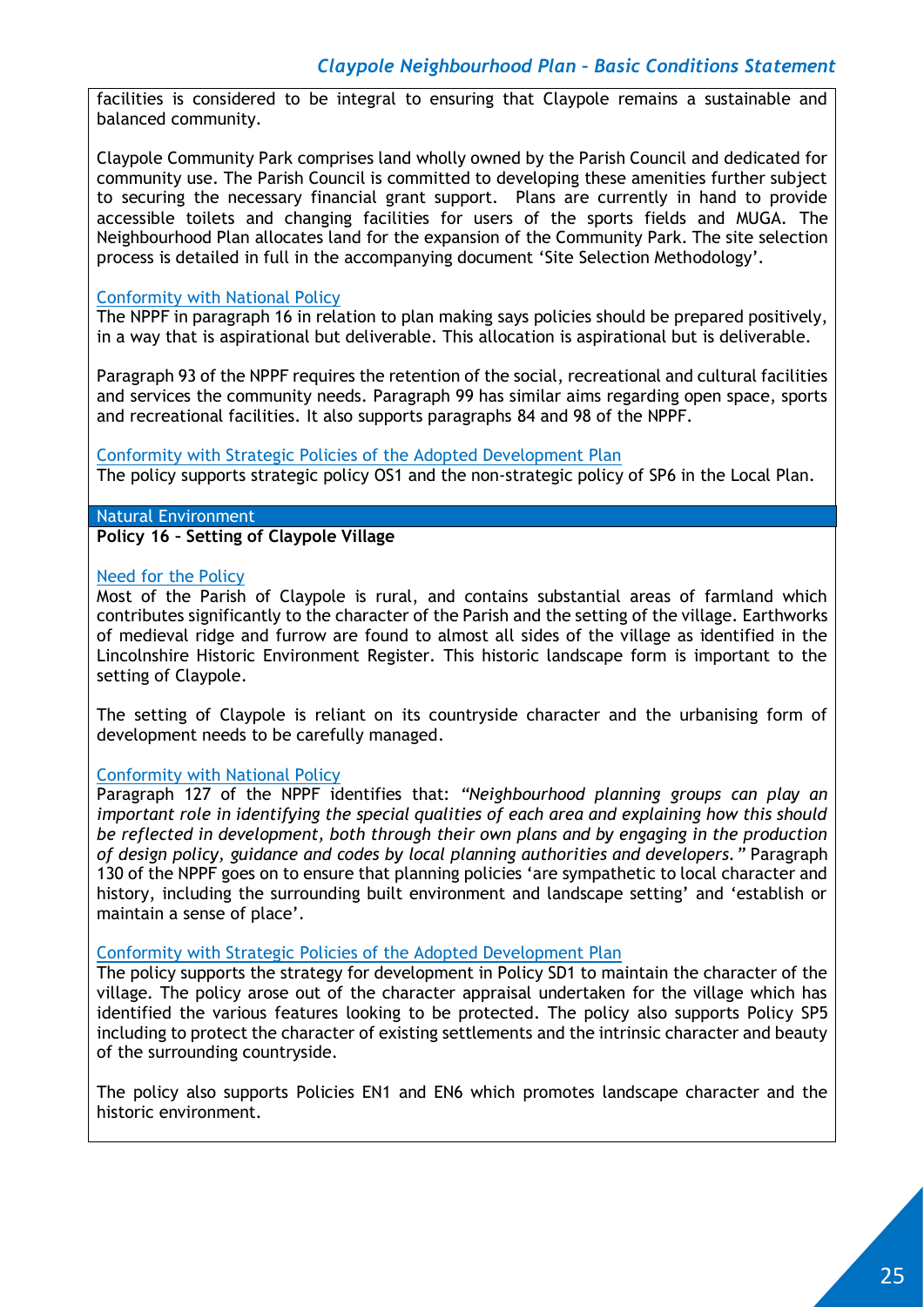facilities is considered to be integral to ensuring that Claypole remains a sustainable and balanced community.

Claypole Community Park comprises land wholly owned by the Parish Council and dedicated for community use. The Parish Council is committed to developing these amenities further subject to securing the necessary financial grant support. Plans are currently in hand to provide accessible toilets and changing facilities for users of the sports fields and MUGA. The Neighbourhood Plan allocates land for the expansion of the Community Park. The site selection process is detailed in full in the accompanying document 'Site Selection Methodology'.

### Conformity with National Policy

The NPPF in paragraph 16 in relation to plan making says policies should be prepared positively, in a way that is aspirational but deliverable. This allocation is aspirational but is deliverable.

Paragraph 93 of the NPPF requires the retention of the social, recreational and cultural facilities and services the community needs. Paragraph 99 has similar aims regarding open space, sports and recreational facilities. It also supports paragraphs 84 and 98 of the NPPF.

### Conformity with Strategic Policies of the Adopted Development Plan

The policy supports strategic policy OS1 and the non-strategic policy of SP6 in the Local Plan.

## Natural Environment

**Policy 16 – Setting of Claypole Village**

### Need for the Policy

Most of the Parish of Claypole is rural, and contains substantial areas of farmland which contributes significantly to the character of the Parish and the setting of the village. Earthworks of medieval ridge and furrow are found to almost all sides of the village as identified in the Lincolnshire Historic Environment Register. This historic landscape form is important to the setting of Claypole.

The setting of Claypole is reliant on its countryside character and the urbanising form of development needs to be carefully managed.

### Conformity with National Policy

Paragraph 127 of the NPPF identifies that: *"Neighbourhood planning groups can play an important role in identifying the special qualities of each area and explaining how this should be reflected in development, both through their own plans and by engaging in the production of design policy, guidance and codes by local planning authorities and developers."* Paragraph 130 of the NPPF goes on to ensure that planning policies 'are sympathetic to local character and history, including the surrounding built environment and landscape setting' and 'establish or maintain a sense of place'.

### Conformity with Strategic Policies of the Adopted Development Plan

The policy supports the strategy for development in Policy SD1 to maintain the character of the village. The policy arose out of the character appraisal undertaken for the village which has identified the various features looking to be protected. The policy also supports Policy SP5 including to protect the character of existing settlements and the intrinsic character and beauty of the surrounding countryside.

The policy also supports Policies EN1 and EN6 which promotes landscape character and the historic environment.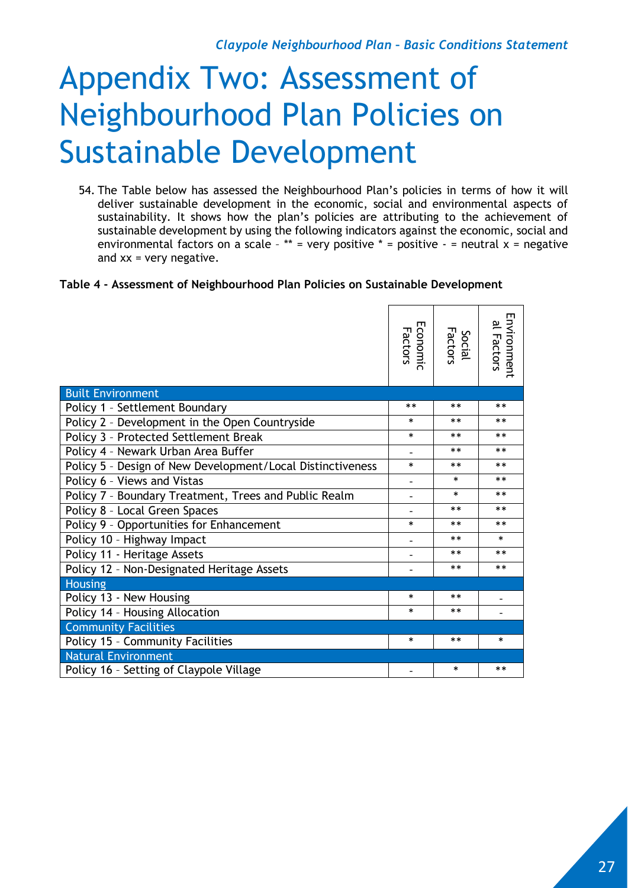# Appendix Two: Assessment of Neighbourhood Plan Policies on Sustainable Development

54. The Table below has assessed the Neighbourhood Plan's policies in terms of how it will deliver sustainable development in the economic, social and environmental aspects of sustainability. It shows how the plan's policies are attributing to the achievement of sustainable development by using the following indicators against the economic, social and environmental factors on a scale – ** = very positive * = positive - = neutral x = negative and xx = very negative.

**Table 4 - Assessment of Neighbourhood Plan Policies on Sustainable Development**

| | Economic Factors | Social Factors | Environmental Factors |
|---|---|---|---|
| **Built Environment** | | | |
| Policy 1 – Settlement Boundary | ** | ** | ** |
| Policy 2 – Development in the Open Countryside | * | ** | ** |
| Policy 3 – Protected Settlement Break | * | ** | ** |
| Policy 4 – Newark Urban Area Buffer | - | ** | ** |
| Policy 5 – Design of New Development/Local Distinctiveness | * | ** | ** |
| Policy 6 – Views and Vistas | - | * | ** |
| Policy 7 – Boundary Treatment, Trees and Public Realm | - | * | ** |
| Policy 8 – Local Green Spaces | - | ** | ** |
| Policy 9 – Opportunities for Enhancement | * | ** | ** |
| Policy 10 – Highway Impact | - | ** | * |
| Policy 11 - Heritage Assets | - | ** | ** |
| Policy 12 – Non-Designated Heritage Assets | - | ** | ** |
| **Housing** | | | |
| Policy 13 - New Housing | * | ** | - |
| Policy 14 – Housing Allocation | * | ** | - |
| **Community Facilities** | | | |
| Policy 15 – Community Facilities | * | ** | * |
| **Natural Environment** | | | |
| Policy 16 – Setting of Claypole Village | - | * | ** |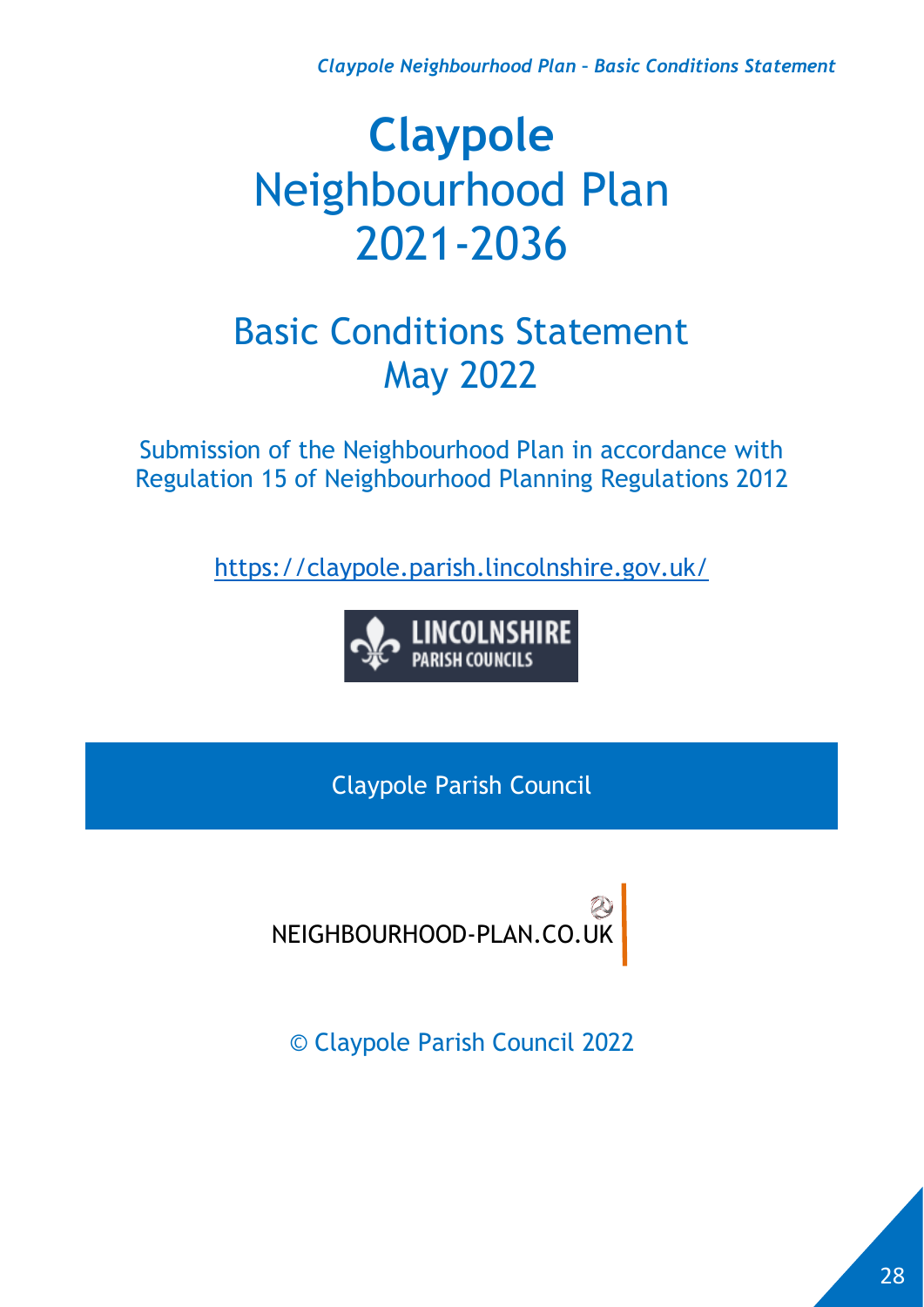# Claypole Neighbourhood Plan 2021-2036

## Basic Conditions Statement May 2022

Submission of the Neighbourhood Plan in accordance with Regulation 15 of Neighbourhood Planning Regulations 2012

https://claypole.parish.lincolnshire.gov.uk/

LINCOLNSHIRE PARISH COUNCILS

Claypole Parish Council

NEIGHBOURHOOD-PLAN.CO.UK

© Claypole Parish Council 2022